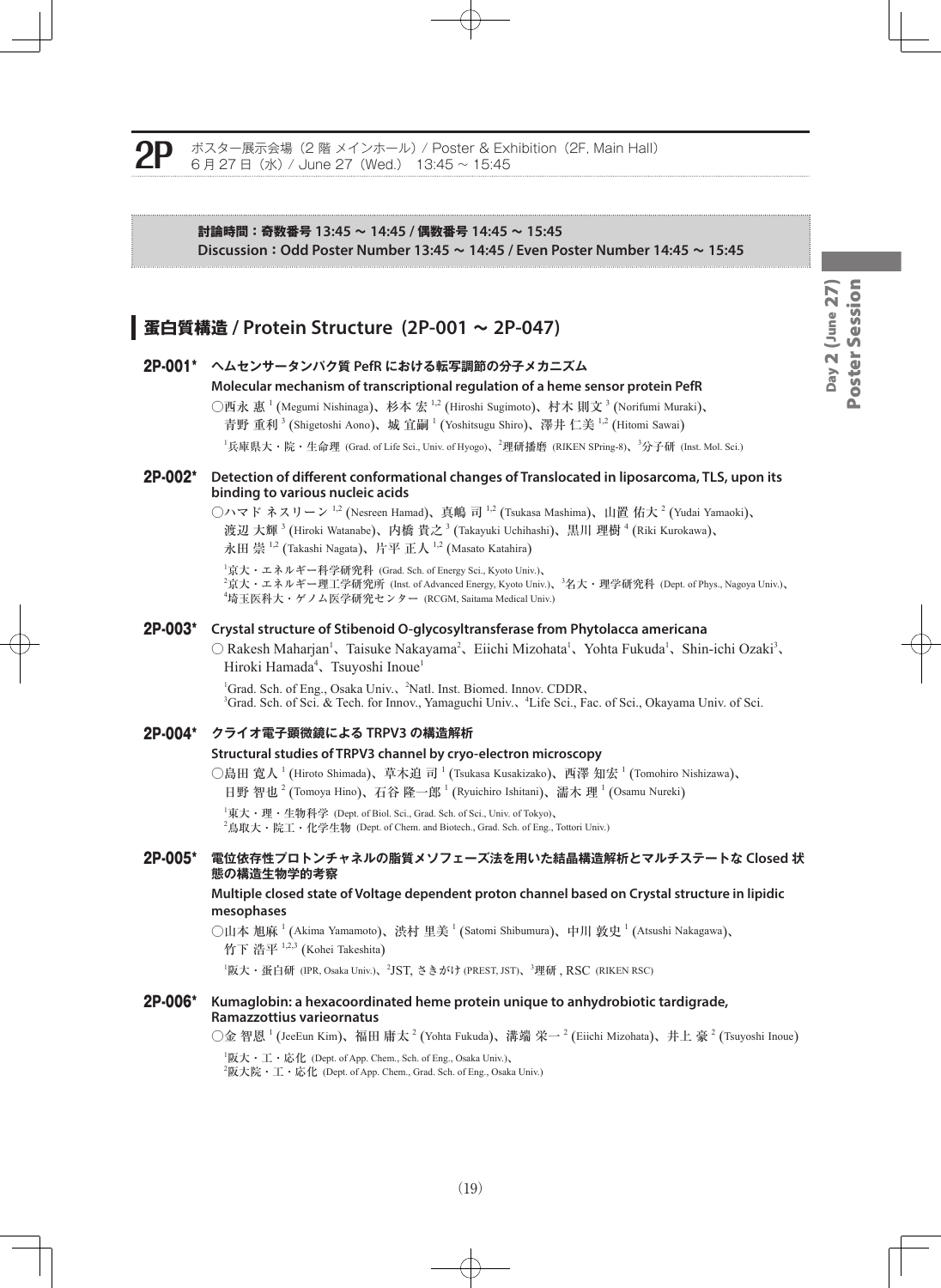# 2P

ポスター展示会場（2 階 メインホール）/ Poster & Exhibition（2F, Main Hall）
6 月 27 日（水）/ June 27（Wed.） 13:45 ～ 15:45

**討論時間：奇数番号 13:45 ～ 14:45 / 偶数番号 14:45 ～ 15:45**
**Discussion：Odd Poster Number 13:45 ～ 14:45 / Even Poster Number 14:45 ～ 15:45**

## 蛋白質構造 / Protein Structure（2P-001 ～ 2P-047）

### 2P-001* ヘムセンサータンパク質 PefR における転写調節の分子メカニズム

**Molecular mechanism of transcriptional regulation of a heme sensor protein PefR**

○西永 惠[1] (Megumi Nishinaga)、杉本 宏[1,2] (Hiroshi Sugimoto)、村木 則文[3] (Norifumi Muraki)、青野 重利[3] (Shigetoshi Aono)、城 宜嗣[1] (Yoshitsugu Shiro)、澤井 仁美[1,2] (Hitomi Sawai)

[1]兵庫県大・院・生命理 (Grad. of Life Sci., Univ. of Hyogo)、[2]理研播磨 (RIKEN SPring-8)、[3]分子研 (Inst. Mol. Sci.)

### 2P-002* Detection of different conformational changes of Translocated in liposarcoma, TLS, upon its binding to various nucleic acids

○ハマド ネスリーン[1,2] (Nesreen Hamad)、真嶋 司[1,2] (Tsukasa Mashima)、山置 佑大[2] (Yudai Yamaoki)、渡辺 大輝[3] (Hiroki Watanabe)、内橋 貴之[3] (Takayuki Uchihashi)、黒川 理樹[4] (Riki Kurokawa)、永田 崇[1,2] (Takashi Nagata)、片平 正人[1,2] (Masato Katahira)

[1]京大・エネルギー科学研究科 (Grad. Sch. of Energy Sci., Kyoto Univ.)、[2]京大・エネルギー理工学研究所 (Inst. of Advanced Energy, Kyoto Univ.)、[3]名大・理学研究科 (Dept. of Phys., Nagoya Univ.)、[4]埼玉医科大・ゲノム医学研究センター (RCGM, Saitama Medical Univ.)

### 2P-003* Crystal structure of Stibenoid O-glycosyltransferase from Phytolacca americana

○ Rakesh Maharjan[1]、Taisuke Nakayama[2]、Eiichi Mizohata[1]、Yohta Fukuda[1]、Shin-ichi Ozaki[3]、Hiroki Hamada[4]、Tsuyoshi Inoue[1]

[1]Grad. Sch. of Eng., Osaka Univ.、[2]Natl. Inst. Biomed. Innov. CDDR、[3]Grad. Sch. of Sci. & Tech. for Innov., Yamaguchi Univ.、[4]Life Sci., Fac. of Sci., Okayama Univ. of Sci.

### 2P-004* クライオ電子顕微鏡による TRPV3 の構造解析

**Structural studies of TRPV3 channel by cryo-electron microscopy**

○島田 寛人[1] (Hiroto Shimada)、草木迫 司[1] (Tsukasa Kusakizako)、西澤 知宏[1] (Tomohiro Nishizawa)、日野 智也[2] (Tomoya Hino)、石谷 隆一郎[1] (Ryuichiro Ishitani)、濡木 理[1] (Osamu Nureki)

[1]東大・理・生物科学 (Dept. of Biol. Sci., Grad. Sch. of Sci., Univ. of Tokyo)、[2]鳥取大・院工・化学生物 (Dept. of Chem. and Biotech., Grad. Sch. of Eng., Tottori Univ.)

### 2P-005* 電位依存性プロトンチャネルの脂質メソフェーズ法を用いた結晶構造解析とマルチステートな Closed 状態の構造生物学的考察

**Multiple closed state of Voltage dependent proton channel based on Crystal structure in lipidic mesophases**

○山本 旭麻[1] (Akima Yamamoto)、渋村 里美[1] (Satomi Shibumura)、中川 敦史[1] (Atsushi Nakagawa)、竹下 浩平[1,2,3] (Kohei Takeshita)

[1]阪大・蛋白研 (IPR, Osaka Univ.)、[2]JST, さきがけ (PREST, JST)、[3]理研 , RSC (RIKEN RSC)

### 2P-006* Kumaglobin: a hexacoordinated heme protein unique to anhydrobiotic tardigrade, Ramazzottius varieornatus

○金 智恩[1] (JeeEun Kim)、福田 庸太[2] (Yohta Fukuda)、溝端 栄一[2] (Eiichi Mizohata)、井上 豪[2] (Tsuyoshi Inoue)

[1]阪大・工・応化 (Dept. of App. Chem., Sch. of Eng., Osaka Univ.)、[2]阪大院・工・応化 (Dept. of App. Chem., Grad. Sch. of Eng., Osaka Univ.)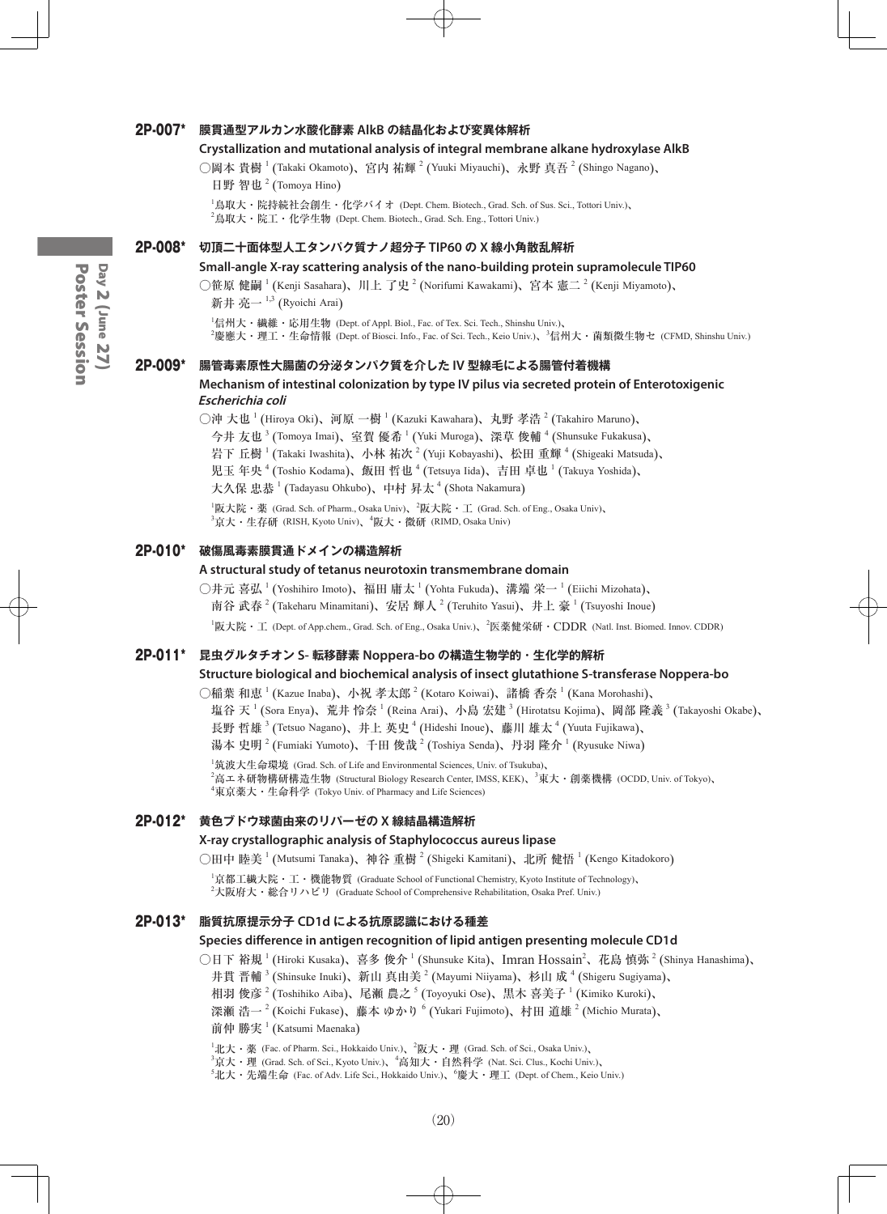## 2P-007* 膜貫通型アルカン水酸化酵素 AlkB の結晶化および変異体解析

**Crystallization and mutational analysis of integral membrane alkane hydroxylase AlkB**

○岡本 貴樹[1] (Takaki Okamoto)、宮内 祐輝[2] (Yuuki Miyauchi)、永野 真吾[2] (Shingo Nagano)、日野 智也[2] (Tomoya Hino)

[1]鳥取大・院持続社会創生・化学バイオ (Dept. Chem. Biotech., Grad. Sch. of Sus. Sci., Tottori Univ.)、[2]鳥取大・院工・化学生物 (Dept. Chem. Biotech., Grad. Sch. Eng., Tottori Univ.)

## 2P-008* 切頂二十面体型人工タンパク質ナノ超分子 TIP60 の X 線小角散乱解析

**Small-angle X-ray scattering analysis of the nano-building protein supramolecule TIP60**

○笹原 健嗣[1] (Kenji Sasahara)、川上 了史[2] (Norifumi Kawakami)、宮本 憲二[2] (Kenji Miyamoto)、新井 亮一[1,3] (Ryoichi Arai)

[1]信州大・繊維・応用生物 (Dept. of Appl. Biol., Fac. of Tex. Sci. Tech., Shinshu Univ.)、[2]慶應大・理工・生命情報 (Dept. of Biosci. Info., Fac. of Sci. Tech., Keio Univ.)、[3]信州大・菌類微生物セ (CFMD, Shinshu Univ.)

## 2P-009* 腸管毒素原性大腸菌の分泌タンパク質を介した IV 型線毛による腸管付着機構

**Mechanism of intestinal colonization by type IV pilus via secreted protein of Enterotoxigenic *Escherichia coli***

○沖 大也[1] (Hiroya Oki)、河原 一樹[1] (Kazuki Kawahara)、丸野 孝浩[2] (Takahiro Maruno)、今井 友也[3] (Tomoya Imai)、室賀 優希[1] (Yuki Muroga)、深草 俊輔[4] (Shunsuke Fukakusa)、岩下 丘樹[1] (Takaki Iwashita)、小林 祐次[2] (Yuji Kobayashi)、松田 重輝[4] (Shigeaki Matsuda)、児玉 年央[4] (Toshio Kodama)、飯田 哲也[4] (Tetsuya Iida)、吉田 卓也[1] (Takuya Yoshida)、大久保 忠恭[1] (Tadayasu Ohkubo)、中村 昇太[4] (Shota Nakamura)

[1]阪大院・薬 (Grad. Sch. of Pharm., Osaka Univ)、[2]阪大院・工 (Grad. Sch. of Eng., Osaka Univ)、[3]京大・生存研 (RISH, Kyoto Univ)、[4]阪大・微研 (RIMD, Osaka Univ)

## 2P-010* 破傷風毒素膜貫通ドメインの構造解析

**A structural study of tetanus neurotoxin transmembrane domain**

○井元 喜弘[1] (Yoshihiro Imoto)、福田 庸太[1] (Yohta Fukuda)、溝端 栄一[1] (Eiichi Mizohata)、南谷 武春[2] (Takeharu Minamitani)、安居 輝人[2] (Teruhito Yasui)、井上 豪[1] (Tsuyoshi Inoue)

[1]阪大院・工 (Dept. of App.chem., Grad. Sch. of Eng., Osaka Univ.)、[2]医薬健栄研・CDDR (Natl. Inst. Biomed. Innov. CDDR)

## 2P-011* 昆虫グルタチオン S- 転移酵素 Noppera-bo の構造生物学的・生化学的解析

**Structure biological and biochemical analysis of insect glutathione S-transferase Noppera-bo**

○稲葉 和恵[1] (Kazue Inaba)、小祝 孝太郎[2] (Kotaro Koiwai)、諸橋 香奈[1] (Kana Morohashi)、塩谷 天[1] (Sora Enya)、荒井 怜奈[1] (Reina Arai)、小島 宏建[3] (Hirotatsu Kojima)、岡部 隆義[3] (Takayoshi Okabe)、長野 哲雄[3] (Tetsuo Nagano)、井上 英史[4] (Hideshi Inoue)、藤川 雄太[4] (Yuuta Fujikawa)、湯本 史明[2] (Fumiaki Yumoto)、千田 俊哉[2] (Toshiya Senda)、丹羽 隆介[1] (Ryusuke Niwa)

[1]筑波大生命環境 (Grad. Sch. of Life and Environmental Sciences, Univ. of Tsukuba)、[2]高エネ研物構研構造生物 (Structural Biology Research Center, IMSS, KEK)、[3]東大・創薬機構 (OCDD, Univ. of Tokyo)、[4]東京薬大・生命科学 (Tokyo Univ. of Pharmacy and Life Sciences)

## 2P-012* 黄色ブドウ球菌由来のリパーゼの X 線結晶構造解析

**X-ray crystallographic analysis of Staphylococcus aureus lipase**

○田中 睦美[1] (Mutsumi Tanaka)、神谷 重樹[2] (Shigeki Kamitani)、北所 健悟[1] (Kengo Kitadokoro)

[1]京都工繊大院・工・機能物質 (Graduate School of Functional Chemistry, Kyoto Institute of Technology)、[2]大阪府大・総合リハビリ (Graduate School of Comprehensive Rehabilitation, Osaka Pref. Univ.)

## 2P-013* 脂質抗原提示分子 CD1d による抗原認識における種差

**Species difference in antigen recognition of lipid antigen presenting molecule CD1d**

○日下 裕規[1] (Hiroki Kusaka)、喜多 俊介[1] (Shunsuke Kita)、Imran Hossain[2]、花島 慎弥[2] (Shinya Hanashima)、井貫 晋輔[3] (Shinsuke Inuki)、新山 真由美[2] (Mayumi Niiyama)、杉山 成[4] (Shigeru Sugiyama)、相羽 俊彦[2] (Toshihiko Aiba)、尾瀬 農之[5] (Toyoyuki Ose)、黒木 喜美子[1] (Kimiko Kuroki)、深瀬 浩一[2] (Koichi Fukase)、藤本 ゆかり[6] (Yukari Fujimoto)、村田 道雄[2] (Michio Murata)、前仲 勝実[1] (Katsumi Maenaka)

[1]北大・薬 (Fac. of Pharm. Sci., Hokkaido Univ.)、[2]阪大・理 (Grad. Sch. of Sci., Osaka Univ.)、[3]京大・理 (Grad. Sch. of Sci., Kyoto Univ.)、[4]高知大・自然科学 (Nat. Sci. Clus., Kochi Univ.)、[5]北大・先端生命 (Fac. of Adv. Life Sci., Hokkaido Univ.)、[6]慶大・理工 (Dept. of Chem., Keio Univ.)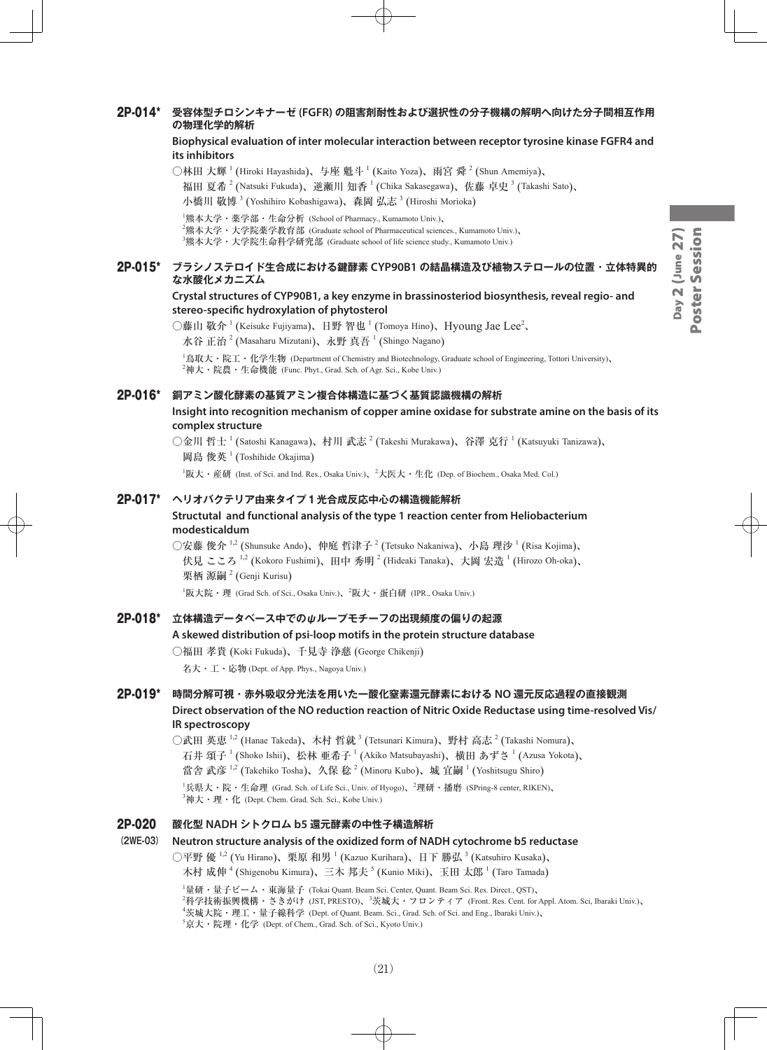## 2P-014* 受容体型チロシンキナーゼ (FGFR) の阻害剤耐性および選択性の分子機構の解明へ向けた分子間相互作用の物理化学的解析

**Biophysical evaluation of inter molecular interaction between receptor tyrosine kinase FGFR4 and its inhibitors**

○林田 大輝[1] (Hiroki Hayashida)、与座 魁斗[1] (Kaito Yoza)、雨宮 舜[2] (Shun Amemiya)、福田 夏希[2] (Natsuki Fukuda)、逆瀬川 知香[1] (Chika Sakasegawa)、佐藤 卓史[3] (Takashi Sato)、小橋川 敬博[3] (Yoshihiro Kobashigawa)、森岡 弘志[3] (Hiroshi Morioka)

[1]熊本大学・薬学部・生命分析 (School of Pharmacy., Kumamoto Univ.)、[2]熊本大学・大学院薬学教育部 (Graduate school of Pharmaceutical sciences., Kumamoto Univ.)、[3]熊本大学・大学院生命科学研究部 (Graduate school of life science study., Kumamoto Univ.)

## 2P-015* ブラシノステロイド生合成における鍵酵素 CYP90B1 の結晶構造及び植物ステロールの位置・立体特異的な水酸化メカニズム

**Crystal structures of CYP90B1, a key enzyme in brassinosteriod biosynthesis, reveal regio- and stereo-specific hydroxylation of phytosterol**

○藤山 敬介[1] (Keisuke Fujiyama)、日野 智也[1] (Tomoya Hino)、Hyoung Jae Lee[2]、水谷 正治[2] (Masaharu Mizutani)、永野 真吾[1] (Shingo Nagano)

[1]鳥取大・院工・化学生物 (Department of Chemistry and Biotechnology, Graduate school of Engineering, Tottori University)、[2]神大・院農・生命機能 (Func. Phyt., Grad. Sch. of Agr. Sci., Kobe Univ.)

## 2P-016* 銅アミン酸化酵素の基質アミン複合体構造に基づく基質認識機構の解析

**Insight into recognition mechanism of copper amine oxidase for substrate amine on the basis of its complex structure**

○金川 哲士[1] (Satoshi Kanagawa)、村川 武志[2] (Takeshi Murakawa)、谷澤 克行[1] (Katsuyuki Tanizawa)、岡島 俊英[1] (Toshihide Okajima)

[1]阪大・産研 (Inst. of Sci. and Ind. Res., Osaka Univ.)、[2]大医大・生化 (Dep. of Biochem., Osaka Med. Col.)

## 2P-017* ヘリオバクテリア由来タイプ 1 光合成反応中心の構造機能解析

**Structutal and functional analysis of the type 1 reaction center from Heliobacterium modesticaldum**

○安藤 俊介[1,2] (Shunsuke Ando)、仲庭 哲津子[2] (Tetsuko Nakaniwa)、小島 理沙[1] (Risa Kojima)、伏見 こころ[1,2] (Kokoro Fushimi)、田中 秀明[2] (Hideaki Tanaka)、大岡 宏造[1] (Hirozo Oh-oka)、栗栖 源嗣[2] (Genji Kurisu)

[1]阪大院・理 (Grad Sch. of Sci., Osaka Univ.)、[2]阪大・蛋白研 (IPR., Osaka Univ.)

## 2P-018* 立体構造データベース中でのψループモチーフの出現頻度の偏りの起源

**A skewed distribution of psi-loop motifs in the protein structure database**

○福田 孝貴 (Koki Fukuda)、千見寺 浄慈 (George Chikenji)

名大・工・応物 (Dept. of App. Phys., Nagoya Univ.)

## 2P-019* 時間分解可視・赤外吸収分光法を用いた一酸化窒素還元酵素における NO 還元反応過程の直接観測

**Direct observation of the NO reduction reaction of Nitric Oxide Reductase using time-resolved Vis/IR spectroscopy**

○武田 英恵[1,2] (Hanae Takeda)、木村 哲就[3] (Tetsunari Kimura)、野村 高志[2] (Takashi Nomura)、石井 頌子[1] (Shoko Ishii)、松林 亜希子[1] (Akiko Matsubayashi)、横田 あずさ[1] (Azusa Yokota)、當舎 武彦[1,2] (Takehiko Tosha)、久保 稔[2] (Minoru Kubo)、城 宜嗣[1] (Yoshitsugu Shiro)

[1]兵県大・院・生命理 (Grad. Sch. of Life Sci., Univ. of Hyogo)、[2]理研・播磨 (SPring-8 center, RIKEN)、[3]神大・理・化 (Dept. Chem. Grad. Sch. Sci., Kobe Univ.)

## 2P-020 (2WE-03) 酸化型 NADH シトクロム b5 還元酵素の中性子構造解析

**Neutron structure analysis of the oxidized form of NADH cytochrome b5 reductase**

○平野 優[1,2] (Yu Hirano)、栗原 和男[1] (Kazuo Kurihara)、日下 勝弘[3] (Katsuhiro Kusaka)、木村 成伸[4] (Shigenobu Kimura)、三木 邦夫[5] (Kunio Miki)、玉田 太郎[1] (Taro Tamada)

[1]量研・量子ビーム・東海量子 (Tokai Quant. Beam Sci. Center, Quant. Beam Sci. Res. Direct., QST)、[2]科学技術振興機構・さきがけ (JST, PRESTO)、[3]茨城大・フロンティア (Front. Res. Cent. for Appl. Atom. Sci, Ibaraki Univ.)、[4]茨城大院・理工・量子線科学 (Dept. of Quant. Beam. Sci., Grad. Sch. of Sci. and Eng., Ibaraki Univ.)、[5]京大・院理・化学 (Dept. of Chem., Grad. Sch. of Sci., Kyoto Univ.)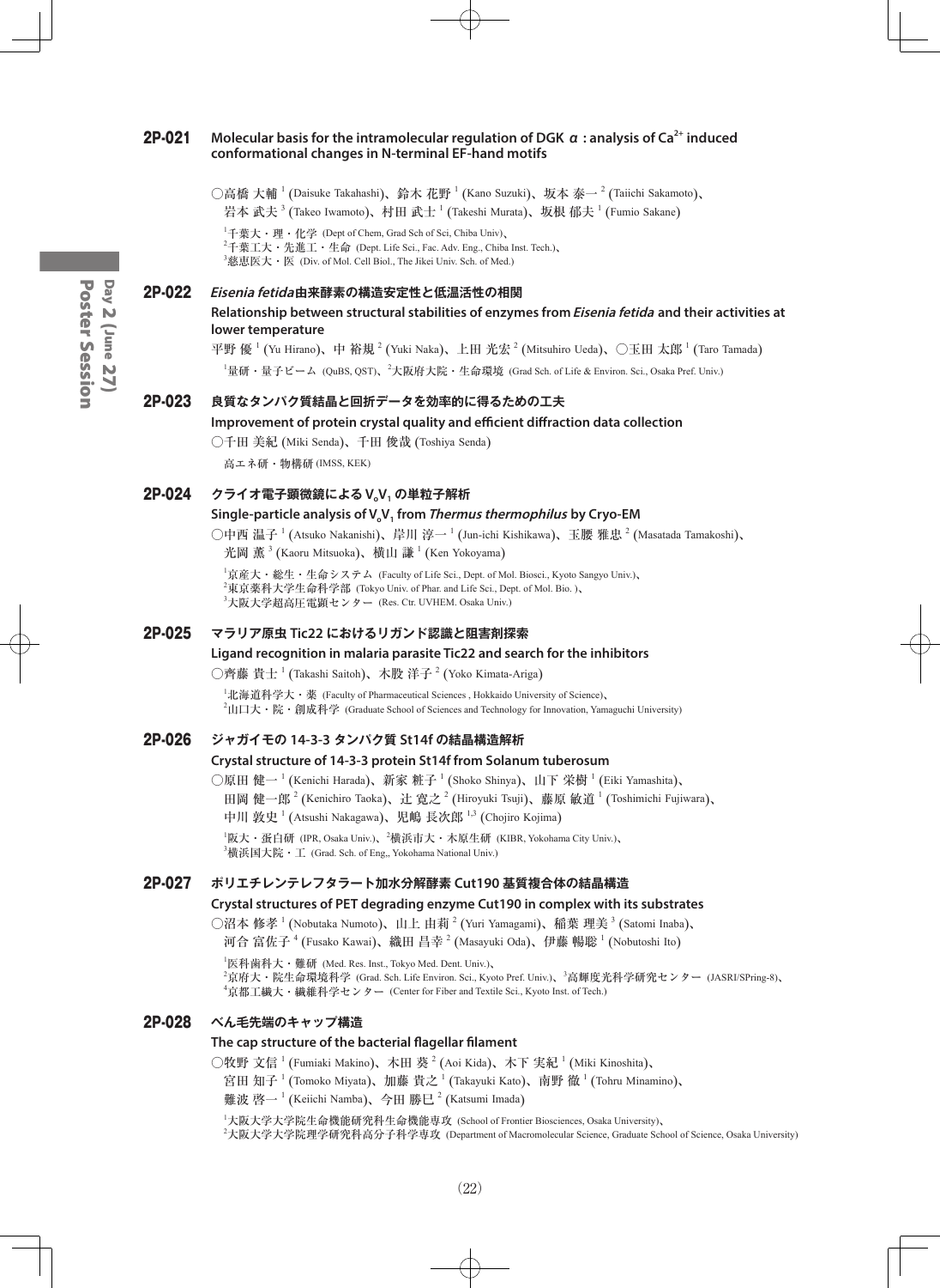## 2P-021 Molecular basis for the intramolecular regulation of DGK α : analysis of $Ca^{2+}$ induced conformational changes in N-terminal EF-hand motifs

○高橋 大輔[1] (Daisuke Takahashi)、鈴木 花野[1] (Kano Suzuki)、坂本 泰一[2] (Taiichi Sakamoto)、岩本 武夫[3] (Takeo Iwamoto)、村田 武士[1] (Takeshi Murata)、坂根 郁夫[1] (Fumio Sakane)

[1]千葉大・理・化学 (Dept of Chem, Grad Sch of Sci, Chiba Univ)、
[2]千葉工大・先進工・生命 (Dept. Life Sci., Fac. Adv. Eng., Chiba Inst. Tech.)、
[3]慈恵医大・医 (Div. of Mol. Cell Biol., The Jikei Univ. Sch. of Med.)

## 2P-022 *Eisenia fetida*由来酵素の構造安定性と低温活性の相関

**Relationship between structural stabilities of enzymes from *Eisenia fetida* and their activities at lower temperature**

平野 優[1] (Yu Hirano)、中 裕規[2] (Yuki Naka)、上田 光宏[2] (Mitsuhiro Ueda)、○玉田 太郎[1] (Taro Tamada)

[1]量研・量子ビーム (QuBS, QST)、[2]大阪府大院・生命環境 (Grad Sch. of Life & Environ. Sci., Osaka Pref. Univ.)

## 2P-023 良質なタンパク質結晶と回折データを効率的に得るための工夫

**Improvement of protein crystal quality and efficient diffraction data collection**

○千田 美紀 (Miki Senda)、千田 俊哉 (Toshiya Senda)

高エネ研・物構研 (IMSS, KEK)

## 2P-024 クライオ電子顕微鏡による $V_oV_1$ の単粒子解析

**Single-particle analysis of $V_oV_1$ from *Thermus thermophilus* by Cryo-EM**

○中西 温子[1] (Atsuko Nakanishi)、岸川 淳一[1] (Jun-ichi Kishikawa)、玉腰 雅忠[2] (Masatada Tamakoshi)、光岡 薫[3] (Kaoru Mitsuoka)、横山 謙[1] (Ken Yokoyama)

[1]京産大・総生・生命システム (Faculty of Life Sci., Dept. of Mol. Biosci., Kyoto Sangyo Univ.)、
[2]東京薬科大学生命科学部 (Tokyo Univ. of Phar. and Life Sci., Dept. of Mol. Bio. )、
[3]大阪大学超高圧電顕センター (Res. Ctr. UVHEM. Osaka Univ.)

## 2P-025 マラリア原虫 Tic22 におけるリガンド認識と阻害剤探索

**Ligand recognition in malaria parasite Tic22 and search for the inhibitors**

○齊藤 貴士[1] (Takashi Saitoh)、木股 洋子[2] (Yoko Kimata-Ariga)

[1]北海道科学大・薬 (Faculty of Pharmaceutical Sciences , Hokkaido University of Science)、
[2]山口大・院・創成科学 (Graduate School of Sciences and Technology for Innovation, Yamaguchi University)

## 2P-026 ジャガイモの 14-3-3 タンパク質 St14f の結晶構造解析

**Crystal structure of 14-3-3 protein St14f from Solanum tuberosum**

○原田 健一[1] (Kenichi Harada)、新家 粧子[1] (Shoko Shinya)、山下 栄樹[1] (Eiki Yamashita)、田岡 健一郎[2] (Kenichiro Taoka)、辻 寛之[2] (Hiroyuki Tsuji)、藤原 敏道[1] (Toshimichi Fujiwara)、中川 敦史[1] (Atsushi Nakagawa)、児嶋 長次郎[1,3] (Chojiro Kojima)

[1]阪大・蛋白研 (IPR, Osaka Univ.)、[2]横浜市大・木原生研 (KIBR, Yokohama City Univ.)、
[3]横浜国大院・工 (Grad. Sch. of Eng,, Yokohama National Univ.)

## 2P-027 ポリエチレンテレフタラート加水分解酵素 Cut190 基質複合体の結晶構造

**Crystal structures of PET degrading enzyme Cut190 in complex with its substrates**

○沼本 修孝[1] (Nobutaka Numoto)、山上 由莉[2] (Yuri Yamagami)、稲葉 理美[3] (Satomi Inaba)、河合 富佐子[4] (Fusako Kawai)、織田 昌幸[2] (Masayuki Oda)、伊藤 暢聡[1] (Nobutoshi Ito)

[1]医科歯科大・難研 (Med. Res. Inst., Tokyo Med. Dent. Univ.)、
[2]京府大・院生命環境科学 (Grad. Sch. Life Environ. Sci., Kyoto Pref. Univ.)、[3]高輝度光科学研究センター (JASRI/SPring-8)、
[4]京都工繊大・繊維科学センター (Center for Fiber and Textile Sci., Kyoto Inst. of Tech.)

## 2P-028 べん毛先端のキャップ構造

**The cap structure of the bacterial flagellar filament**

○牧野 文信[1] (Fumiaki Makino)、木田 葵[2] (Aoi Kida)、木下 実紀[1] (Miki Kinoshita)、宮田 知子[1] (Tomoko Miyata)、加藤 貴之[1] (Takayuki Kato)、南野 徹[1] (Tohru Minamino)、難波 啓一[1] (Keiichi Namba)、今田 勝巳[2] (Katsumi Imada)

[1]大阪大学大学院生命機能研究科生命機能専攻 (School of Frontier Biosciences, Osaka University)、
[2]大阪大学大学院理学研究科高分子科学専攻 (Department of Macromolecular Science, Graduate School of Science, Osaka University)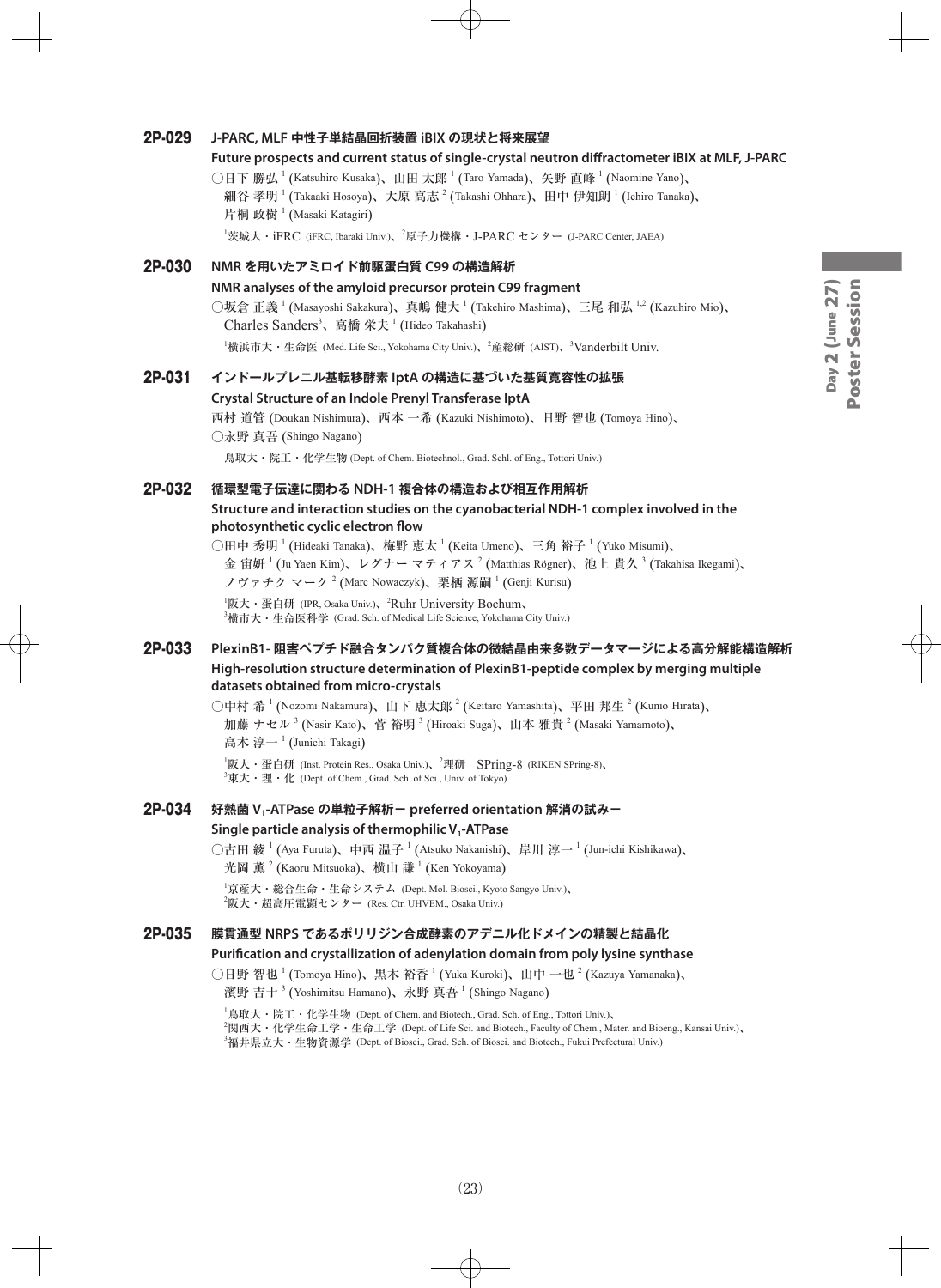## 2P-029 J-PARC, MLF 中性子単結晶回折装置 iBIX の現状と将来展望

**Future prospects and current status of single-crystal neutron diffractometer iBIX at MLF, J-PARC**

○日下 勝弘[1] (Katsuhiro Kusaka)、山田 太郎[1] (Taro Yamada)、矢野 直峰[1] (Naomine Yano)、細谷 孝明[1] (Takaaki Hosoya)、大原 高志[2] (Takashi Ohhara)、田中 伊知朗[1] (Ichiro Tanaka)、片桐 政樹[1] (Masaki Katagiri)

[1]茨城大・iFRC (iFRC, Ibaraki Univ.)、[2]原子力機構・J-PARC センター (J-PARC Center, JAEA)

## 2P-030 NMR を用いたアミロイド前駆蛋白質 C99 の構造解析

**NMR analyses of the amyloid precursor protein C99 fragment**

○坂倉 正義[1] (Masayoshi Sakakura)、真嶋 健大[1] (Takehiro Mashima)、三尾 和弘[1,2] (Kazuhiro Mio)、Charles Sanders[3]、高橋 栄夫[1] (Hideo Takahashi)

[1]横浜市大・生命医 (Med. Life Sci., Yokohama City Univ.)、[2]産総研 (AIST)、[3]Vanderbilt Univ.

## 2P-031 インドールプレニル基転移酵素 IptA の構造に基づいた基質寛容性の拡張

**Crystal Structure of an Indole Prenyl Transferase IptA**

西村 道管 (Doukan Nishimura)、西本 一希 (Kazuki Nishimoto)、日野 智也 (Tomoya Hino)、○永野 真吾 (Shingo Nagano)

鳥取大・院工・化学生物 (Dept. of Chem. Biotechnol., Grad. Schl. of Eng., Tottori Univ.)

## 2P-032 循環型電子伝達に関わる NDH-1 複合体の構造および相互作用解析

**Structure and interaction studies on the cyanobacterial NDH-1 complex involved in the photosynthetic cyclic electron flow**

○田中 秀明[1] (Hideaki Tanaka)、梅野 恵太[1] (Keita Umeno)、三角 裕子[1] (Yuko Misumi)、金 宙妍[1] (Ju Yaen Kim)、レグナー マティアス[2] (Matthias Rögner)、池上 貴久[3] (Takahisa Ikegami)、ノヴァチク マーク[2] (Marc Nowaczyk)、栗栖 源嗣[1] (Genji Kurisu)

[1]阪大・蛋白研 (IPR, Osaka Univ.)、[2]Ruhr University Bochum、[3]横市大・生命医科学 (Grad. Sch. of Medical Life Science, Yokohama City Univ.)

## 2P-033 PlexinB1- 阻害ペプチド融合タンパク質複合体の微結晶由来多数データマージによる高分解能構造解析

**High-resolution structure determination of PlexinB1-peptide complex by merging multiple datasets obtained from micro-crystals**

○中村 希[1] (Nozomi Nakamura)、山下 恵太郎[2] (Keitaro Yamashita)、平田 邦生[2] (Kunio Hirata)、加藤 ナセル[3] (Nasir Kato)、菅 裕明[3] (Hiroaki Suga)、山本 雅貴[2] (Masaki Yamamoto)、高木 淳一[1] (Junichi Takagi)

[1]阪大・蛋白研 (Inst. Protein Res., Osaka Univ.)、[2]理研 SPring-8 (RIKEN SPring-8)、[3]東大・理・化 (Dept. of Chem., Grad. Sch. of Sci., Univ. of Tokyo)

## 2P-034 好熱菌 $V_1$-ATPase の単粒子解析ー preferred orientation 解消の試みー

**Single particle analysis of thermophilic $V_1$-ATPase**

○古田 綾[1] (Aya Furuta)、中西 温子[1] (Atsuko Nakanishi)、岸川 淳一[1] (Jun-ichi Kishikawa)、光岡 薫[2] (Kaoru Mitsuoka)、横山 謙[1] (Ken Yokoyama)

[1]京産大・総合生命・生命システム (Dept. Mol. Biosci., Kyoto Sangyo Univ.)、[2]阪大・超高圧電顕センター (Res. Ctr. UHVEM., Osaka Univ.)

## 2P-035 膜貫通型 NRPS であるポリリジン合成酵素のアデニル化ドメインの精製と結晶化

**Purification and crystallization of adenylation domain from poly lysine synthase**

○日野 智也[1] (Tomoya Hino)、黒木 裕香[1] (Yuka Kuroki)、山中 一也[2] (Kazuya Yamanaka)、濱野 吉十[3] (Yoshimitsu Hamano)、永野 真吾[1] (Shingo Nagano)

[1]鳥取大・院工・化学生物 (Dept. of Chem. and Biotech., Grad. Sch. of Eng., Tottori Univ.)、[2]関西大・化学生命工学・生命工学 (Dept. of Life Sci. and Biotech., Faculty of Chem., Mater. and Bioeng., Kansai Univ.)、[3]福井県立大・生物資源学 (Dept. of Biosci., Grad. Sch. of Biosci. and Biotech., Fukui Prefectural Univ.)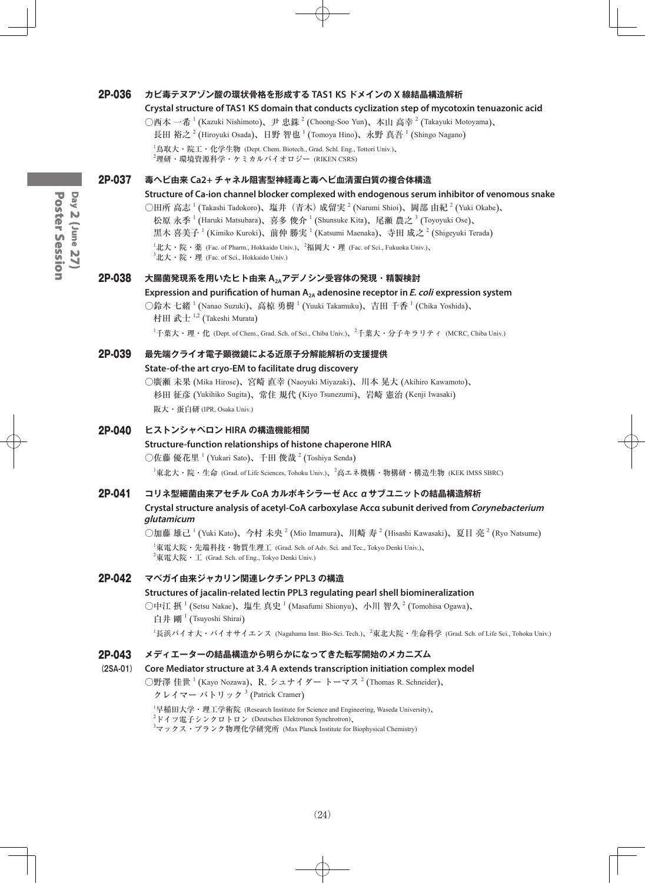## 2P-036 カビ毒テヌアゾン酸の環状骨格を形成する TAS1 KS ドメインの X 線結晶構造解析

**Crystal structure of TAS1 KS domain that conducts cyclization step of mycotoxin tenuazonic acid**

○西本 一希 [1] (Kazuki Nishimoto)、尹 忠銖 [2] (Choong-Soo Yun)、本山 高幸 [2] (Takayuki Motoyama)、長田 裕之 [2] (Hiroyuki Osada)、日野 智也 [1] (Tomoya Hino)、永野 真吾 [1] (Shingo Nagano)

[1]鳥取大・院工・化学生物 (Dept. Chem. Biotech., Grad. Schl. Eng., Tottori Univ.)、
[2]理研・環境資源科学・ケミカルバイオロジー (RIKEN CSRS)

## 2P-037 毒ヘビ由来 Ca2+ チャネル阻害型神経毒と毒ヘビ血清蛋白質の複合体構造

**Structure of Ca-ion channel blocker complexed with endogenous serum inhibitor of venomous snake**

○田所 高志 [1] (Takashi Tadokoro)、塩井（青木）成留実 [2] (Narumi Shioi)、岡部 由紀 [2] (Yuki Okabe)、松原 永季 [1] (Haruki Matsubara)、喜多 俊介 [1] (Shunsuke Kita)、尾瀬 農之 [3] (Toyoyuki Ose)、黒木 喜美子 [1] (Kimiko Kuroki)、前仲 勝実 [1] (Katsumi Maenaka)、寺田 成之 [2] (Shigeyuki Terada)

[1]北大・院・薬 (Fac. of Pharm., Hokkaido Univ.)、[2]福岡大・理 (Fac. of Sci., Fukuoka Univ.)、
[3]北大・院・理 (Fac. of Sci., Hokkaido Univ.)

## 2P-038 大腸菌発現系を用いたヒト由来 $A_{2A}$アデノシン受容体の発現・精製検討

**Expression and purification of human $A_{2A}$ adenosine receptor in *E. coli* expression system**

○鈴木 七緒 [1] (Nanao Suzuki)、高椋 勇樹 [1] (Yuuki Takamuku)、吉田 千香 [1] (Chika Yoshida)、村田 武士 [1,2] (Takeshi Murata)

[1]千葉大・理・化 (Dept. of Chem., Grad. Sch. of Sci., Chiba Univ.)、[2]千葉大・分子キラリティ (MCRC, Chiba Univ.)

## 2P-039 最先端クライオ電子顕微鏡による近原子分解能解析の支援提供

**State-of-the art cryo-EM to facilitate drug discovery**

○廣瀬 未果 (Mika Hirose)、宮崎 直幸 (Naoyuki Miyazaki)、川本 晃大 (Akihiro Kawamoto)、杉田 征彦 (Yukihiko Sugita)、常住 規代 (Kiyo Tsunezumi)、岩崎 憲治 (Kenji Iwasaki)

阪大・蛋白研 (IPR, Osaka Univ.)

## 2P-040 ヒストンシャペロン HIRA の構造機能相関

**Structure-function relationships of histone chaperone HIRA**

○佐藤 優花里 [1] (Yukari Sato)、千田 俊哉 [2] (Toshiya Senda)

[1]東北大・院・生命 (Grad. of Life Sciences, Tohoku Univ.)、[2]高エネ機構・物構研・構造生物 (KEK IMSS SBRC)

## 2P-041 コリネ型細菌由来アセチル CoA カルボキシラーゼ Acc αサブユニットの結晶構造解析

**Crystal structure analysis of acetyl-CoA carboxylase Accα subunit derived from *Corynebacterium glutamicum***

○加藤 雄己 [1] (Yuki Kato)、今村 未央 [2] (Mio Imamura)、川崎 寿 [2] (Hisashi Kawasaki)、夏目 亮 [2] (Ryo Natsume)

[1]東電大院・先端科技・物質生理工 (Grad. Sch. of Adv. Sci. and Tec., Tokyo Denki Univ.)、
[2]東電大院・工 (Grad. Sch. of Eng., Tokyo Denki Univ.)

## 2P-042 マベガイ由来ジャカリン関連レクチン PPL3 の構造

**Structures of jacalin-related lectin PPL3 regulating pearl shell biomineralization**

○中江 摂 [1] (Setsu Nakae)、塩生 真史 [1] (Masafumi Shionyu)、小川 智久 [2] (Tomohisa Ogawa)、白井 剛 [1] (Tsuyoshi Shirai)

[1]長浜バイオ大・バイオサイエンス (Nagahama Inst. Bio-Sci. Tech.)、[2]東北大院・生命科学 (Grad. Sch. of Life Sci., Tohoku Univ.)

## 2P-043 (2SA-01) メディエーターの結晶構造から明らかになってきた転写開始のメカニズム

**Core Mediator structure at 3.4 A extends transcription initiation complex model**

○野澤 佳世 [1] (Kayo Nozawa)、R. シュナイダー トーマス [2] (Thomas R. Schneider)、クレイマー パトリック [3] (Patrick Cramer)

[1]早稲田大学・理工学術院 (Research Institute for Science and Engineering, Waseda University)、
[2]ドイツ電子シンクロトロン (Deutsches Elektronen Synchrotron)、
[3]マックス・プランク物理化学研究所 (Max Planck Institute for Biophysical Chemistry)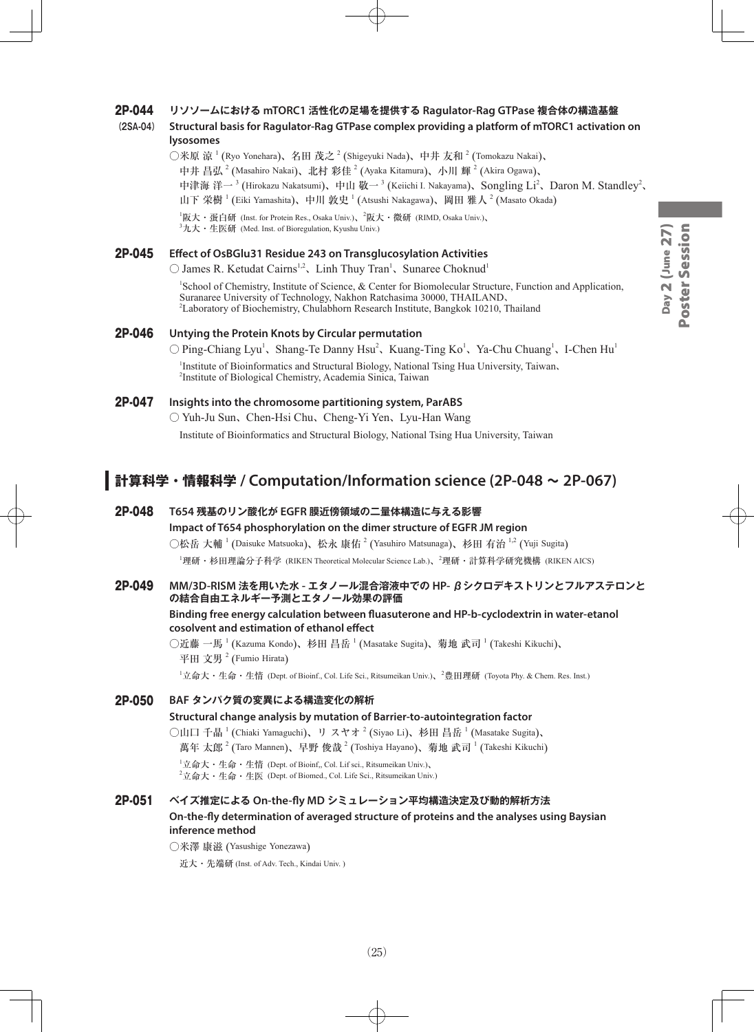**2P-044**
**(2SA-04)**
**リソソームにおける mTORC1 活性化の足場を提供する Ragulator-Rag GTPase 複合体の構造基盤**
**Structural basis for Ragulator-Rag GTPase complex providing a platform of mTORC1 activation on lysosomes**
○米原 涼[1] (Ryo Yonehara)、名田 茂之[2] (Shigeyuki Nada)、中井 友和[2] (Tomokazu Nakai)、中井 昌弘[2] (Masahiro Nakai)、北村 彩佳[2] (Ayaka Kitamura)、小川 輝[2] (Akira Ogawa)、中津海 洋一[3] (Hirokazu Nakatsumi)、中山 敬一[3] (Keiichi I. Nakayama)、Songling Li[2]、Daron M. Standley[2]、山下 栄樹[1] (Eiki Yamashita)、中川 敦史[1] (Atsushi Nakagawa)、岡田 雅人[2] (Masato Okada)
[1]阪大・蛋白研 (Inst. for Protein Res., Osaka Univ.)、[2]阪大・微研 (RIMD, Osaka Univ.)、[3]九大・生医研 (Med. Inst. of Bioregulation, Kyushu Univ.)

**2P-045** **Effect of OsBGlu31 Residue 243 on Transglucosylation Activities**
○ James R. Ketudat Cairns[1,2]、Linh Thuy Tran[1]、Sunaree Choknud[1]
[1]School of Chemistry, Institute of Science, & Center for Biomolecular Structure, Function and Application, Suranaree University of Technology, Nakhon Ratchasima 30000, THAILAND、[2]Laboratory of Biochemistry, Chulabhorn Research Institute, Bangkok 10210, Thailand

**2P-046** **Untying the Protein Knots by Circular permutation**
○ Ping-Chiang Lyu[1]、Shang-Te Danny Hsu[2]、Kuang-Ting Ko[1]、Ya-Chu Chuang[1]、I-Chen Hu[1]
[1]Institute of Bioinformatics and Structural Biology, National Tsing Hua University, Taiwan、[2]Institute of Biological Chemistry, Academia Sinica, Taiwan

**2P-047** **Insights into the chromosome partitioning system, ParABS**
○ Yuh-Ju Sun、Chen-Hsi Chu、Cheng-Yi Yen、Lyu-Han Wang
Institute of Bioinformatics and Structural Biology, National Tsing Hua University, Taiwan

## 計算科学・情報科学 / Computation/Information science (2P-048 ~ 2P-067)

**2P-048** **T654 残基のリン酸化が EGFR 膜近傍領域の二量体構造に与える影響**
**Impact of T654 phosphorylation on the dimer structure of EGFR JM region**
○松岳 大輔[1] (Daisuke Matsuoka)、松永 康佑[2] (Yasuhiro Matsunaga)、杉田 有治[1,2] (Yuji Sugita)
[1]理研・杉田理論分子科学 (RIKEN Theoretical Molecular Science Lab.)、[2]理研・計算科学研究機構 (RIKEN AICS)

**2P-049** **MM/3D-RISM 法を用いた水 - エタノール混合溶液中での HP- βシクロデキストリンとフルアステロンとの結合自由エネルギー予測とエタノール効果の評価**
**Binding free energy calculation between fluasuterone and HP-b-cyclodextrin in water-etanol cosolvent and estimation of ethanol effect**
○近藤 一馬[1] (Kazuma Kondo)、杉田 昌岳[1] (Masatake Sugita)、菊地 武司[1] (Takeshi Kikuchi)、平田 文男[2] (Fumio Hirata)
[1]立命大・生命・生情 (Dept. of Bioinf., Col. Life Sci., Ritsumeikan Univ.)、[2]豊田理研 (Toyota Phy. & Chem. Res. Inst.)

**2P-050** **BAF タンパク質の変異による構造変化の解析**
**Structural change analysis by mutation of Barrier-to-autointegration factor**
○山口 千晶[1] (Chiaki Yamaguchi)、リ スヤオ[2] (Siyao Li)、杉田 昌岳[1] (Masatake Sugita)、萬年 太郎[2] (Taro Mannen)、早野 俊哉[2] (Toshiya Hayano)、菊地 武司[1] (Takeshi Kikuchi)
[1]立命大・生命・生情 (Dept. of Bioinf,, Col. Lif sci., Ritsumeikan Univ.)、[2]立命大・生命・生医 (Dept. of Biomed., Col. Life Sci., Ritsumeikan Univ.)

**2P-051** **ベイズ推定による On-the-fly MD シミュレーション平均構造決定及び動的解析方法**
**On-the-fly determination of averaged structure of proteins and the analyses using Baysian inference method**
○米澤 康滋 (Yasushige Yonezawa)
近大・先端研 (Inst. of Adv. Tech., Kindai Univ. )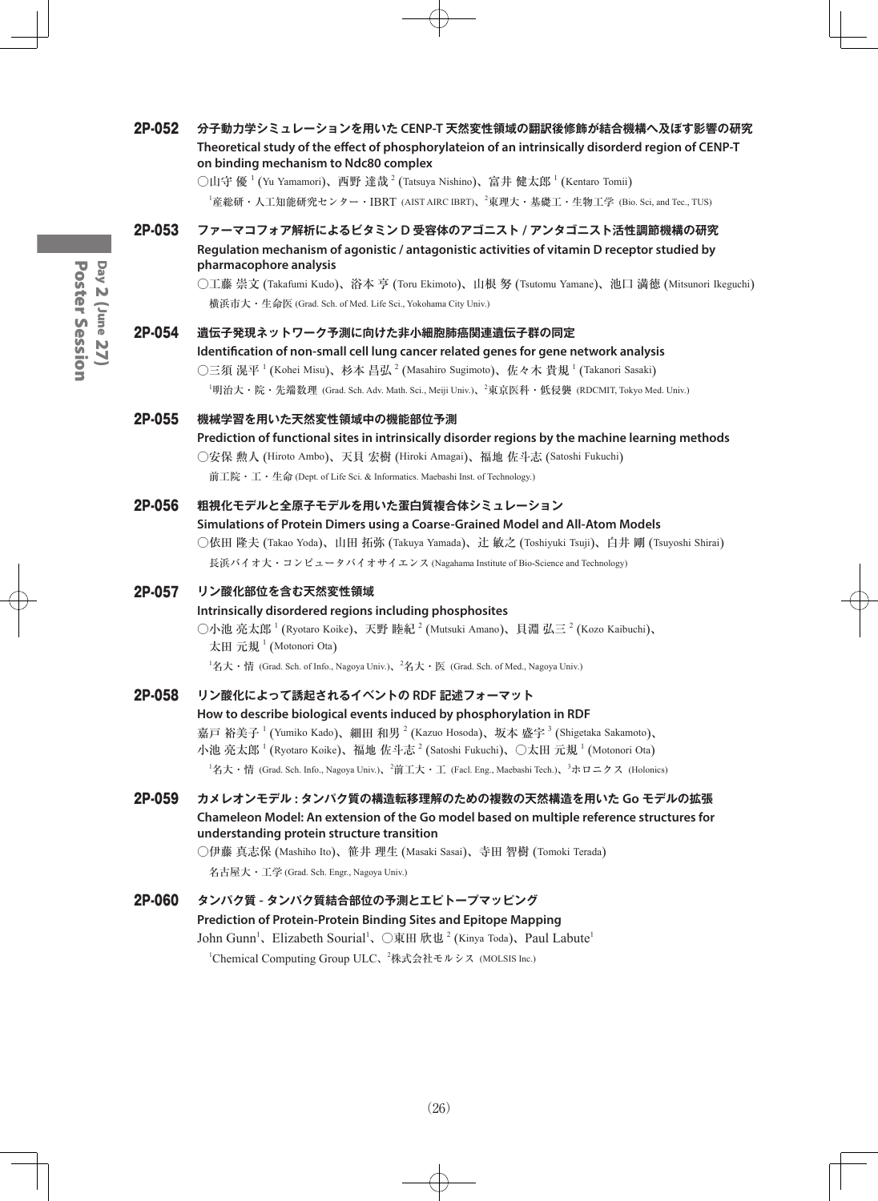## 2P-052 分子動力学シミュレーションを用いた CENP-T 天然変性領域の翻訳後修飾が結合機構へ及ぼす影響の研究

**Theoretical study of the effect of phosphorylateion of an intrinsically disorderd region of CENP-T on binding mechanism to Ndc80 complex**

○山守 優[1] (Yu Yamamori)、西野 達哉[2] (Tatsuya Nishino)、富井 健太郎[1] (Kentaro Tomii)

[1]産総研・人工知能研究センター・IBRT (AIST AIRC IBRT)、[2]東理大・基礎工・生物工学 (Bio. Sci, and Tec., TUS)

## 2P-053 ファーマコフォア解析によるビタミン D 受容体のアゴニスト / アンタゴニスト活性調節機構の研究

**Regulation mechanism of agonistic / antagonistic activities of vitamin D receptor studied by pharmacophore analysis**

○工藤 崇文 (Takafumi Kudo)、浴本 亨 (Toru Ekimoto)、山根 努 (Tsutomu Yamane)、池口 満徳 (Mitsunori Ikeguchi)

横浜市大・生命医 (Grad. Sch. of Med. Life Sci., Yokohama City Univ.)

## 2P-054 遺伝子発現ネットワーク予測に向けた非小細胞肺癌関連遺伝子群の同定

**Identification of non-small cell lung cancer related genes for gene network analysis**

○三須 滉平[1] (Kohei Misu)、杉本 昌弘[2] (Masahiro Sugimoto)、佐々木 貴規[1] (Takanori Sasaki)

[1]明治大・院・先端数理 (Grad. Sch. Adv. Math. Sci., Meiji Univ.)、[2]東京医科・低侵襲 (RDCMIT, Tokyo Med. Univ.)

## 2P-055 機械学習を用いた天然変性領域中の機能部位予測

**Prediction of functional sites in intrinsically disorder regions by the machine learning methods**

○安保 勲人 (Hiroto Ambo)、天貝 宏樹 (Hiroki Amagai)、福地 佐斗志 (Satoshi Fukuchi)

前工院・工・生命 (Dept. of Life Sci. & Informatics. Maebashi Inst. of Technology.)

## 2P-056 粗視化モデルと全原子モデルを用いた蛋白質複合体シミュレーション

**Simulations of Protein Dimers using a Coarse-Grained Model and All-Atom Models**

○依田 隆夫 (Takao Yoda)、山田 拓弥 (Takuya Yamada)、辻 敏之 (Toshiyuki Tsuji)、白井 剛 (Tsuyoshi Shirai)

長浜バイオ大・コンピュータバイオサイエンス (Nagahama Institute of Bio-Science and Technology)

## 2P-057 リン酸化部位を含む天然変性領域

**Intrinsically disordered regions including phosphosites**

○小池 亮太郎[1] (Ryotaro Koike)、天野 睦紀[2] (Mutsuki Amano)、貝淵 弘三[2] (Kozo Kaibuchi)、太田 元規[1] (Motonori Ota)

[1]名大・情 (Grad. Sch. of Info., Nagoya Univ.)、[2]名大・医 (Grad. Sch. of Med., Nagoya Univ.)

## 2P-058 リン酸化によって誘起されるイベントの RDF 記述フォーマット

**How to describe biological events induced by phosphorylation in RDF**

嘉戸 裕美子[1] (Yumiko Kado)、細田 和男[2] (Kazuo Hosoda)、坂本 盛宇[3] (Shigetaka Sakamoto)、小池 亮太郎[1] (Ryotaro Koike)、福地 佐斗志[2] (Satoshi Fukuchi)、○太田 元規[1] (Motonori Ota)

[1]名大・情 (Grad. Sch. Info., Nagoya Univ.)、[2]前工大・工 (Facl. Eng., Maebashi Tech.)、[3]ホロニクス (Holonics)

## 2P-059 カメレオンモデル : タンパク質の構造転移理解のための複数の天然構造を用いた Go モデルの拡張

**Chameleon Model: An extension of the Go model based on multiple reference structures for understanding protein structure transition**

○伊藤 真志保 (Mashiho Ito)、笹井 理生 (Masaki Sasai)、寺田 智樹 (Tomoki Terada)

名古屋大・工学 (Grad. Sch. Engr., Nagoya Univ.)

## 2P-060 タンパク質 - タンパク質結合部位の予測とエピトープマッピング

**Prediction of Protein-Protein Binding Sites and Epitope Mapping**

John Gunn[1]、Elizabeth Sourial[1]、○東田 欣也[2] (Kinya Toda)、Paul Labute[1]

[1]Chemical Computing Group ULC、[2]株式会社モルシス (MOLSIS Inc.)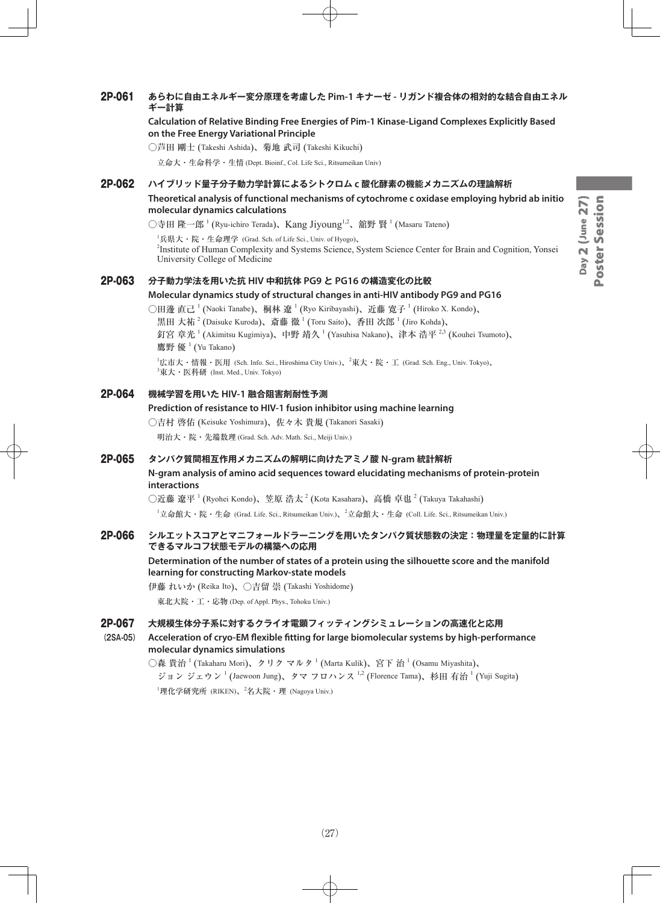## 2P-061 あらわに自由エネルギー変分原理を考慮した Pim-1 キナーゼ - リガンド複合体の相対的な結合自由エネルギー計算

**Calculation of Relative Binding Free Energies of Pim-1 Kinase-Ligand Complexes Explicitly Based on the Free Energy Variational Principle**

○芦田 剛士 (Takeshi Ashida)、菊地 武司 (Takeshi Kikuchi)

立命大・生命科学・生情 (Dept. Bioinf., Col. Life Sci., Ritsumeikan Univ)

## 2P-062 ハイブリッド量子分子動力学計算によるシトクロム c 酸化酵素の機能メカニズムの理論解析

**Theoretical analysis of functional mechanisms of cytochrome c oxidase employing hybrid ab initio molecular dynamics calculations**

○寺田 隆一郎 [1] (Ryu-ichiro Terada)、Kang Jiyoung[1,2]、舘野 賢 [1] (Masaru Tateno)

[1]兵県大・院・生命理学 (Grad. Sch. of Life Sci., Univ. of Hyogo)、
[2]Institute of Human Complexity and Systems Science, System Science Center for Brain and Cognition, Yonsei University College of Medicine

## 2P-063 分子動力学法を用いた抗 HIV 中和抗体 PG9 と PG16 の構造変化の比較

**Molecular dynamics study of structural changes in anti-HIV antibody PG9 and PG16**

○田邊 直己 [1] (Naoki Tanabe)、桐林 遼 [1] (Ryo Kiribayashi)、近藤 寛子 [1] (Hiroko X. Kondo)、黒田 大祐 [2] (Daisuke Kuroda)、斎藤 徹 [1] (Toru Saito)、香田 次郎 [1] (Jiro Kohda)、釘宮 章光 [1] (Akimitsu Kugimiya)、中野 靖久 [1] (Yasuhisa Nakano)、津本 浩平 [2,3] (Kouhei Tsumoto)、鷹野 優 [1] (Yu Takano)

[1]広市大・情報・医用 (Sch. Info. Sci., Hiroshima City Univ.)、[2]東大・院・工 (Grad. Sch. Eng., Univ. Tokyo)、
[3]東大・医科研 (Inst. Med., Univ. Tokyo)

## 2P-064 機械学習を用いた HIV-1 融合阻害剤耐性予測

**Prediction of resistance to HIV-1 fusion inhibitor using machine learning**

○吉村 啓佑 (Keisuke Yoshimura)、佐々木 貴規 (Takanori Sasaki)

明治大・院・先端数理 (Grad. Sch. Adv. Math. Sci., Meiji Univ.)

## 2P-065 タンパク質間相互作用メカニズムの解明に向けたアミノ酸 N-gram 統計解析

**N-gram analysis of amino acid sequences toward elucidating mechanisms of protein-protein interactions**

○近藤 遼平 [1] (Ryohei Kondo)、笠原 浩太 [2] (Kota Kasahara)、高橋 卓也 [2] (Takuya Takahashi)

[1]立命館大・院・生命 (Grad. Life. Sci., Ritsumeikan Univ.)、[2]立命館大・生命 (Coll. Life. Sci., Ritsumeikan Univ.)

## 2P-066 シルエットスコアとマニフォールドラーニングを用いたタンパク質状態数の決定：物理量を定量的に計算できるマルコフ状態モデルの構築への応用

**Determination of the number of states of a protein using the silhouette score and the manifold learning for constructing Markov-state models**

伊藤 れいか (Reika Ito)、○吉留 崇 (Takashi Yoshidome)

東北大院・工・応物 (Dep. of Appl. Phys., Tohoku Univ.)

## 2P-067 (2SA-05) 大規模生体分子系に対するクライオ電顕フィッティングシミュレーションの高速化と応用

**Acceleration of cryo-EM flexible fitting for large biomolecular systems by high-performance molecular dynamics simulations**

○森 貴治 [1] (Takaharu Mori)、クリク マルタ [1] (Marta Kulik)、宮下 治 [1] (Osamu Miyashita)、ジョン ジェウン [1] (Jaewoon Jung)、タマ フロハンス [1,2] (Florence Tama)、杉田 有治 [1] (Yuji Sugita)

[1]理化学研究所 (RIKEN)、[2]名大院・理 (Nagoya Univ.)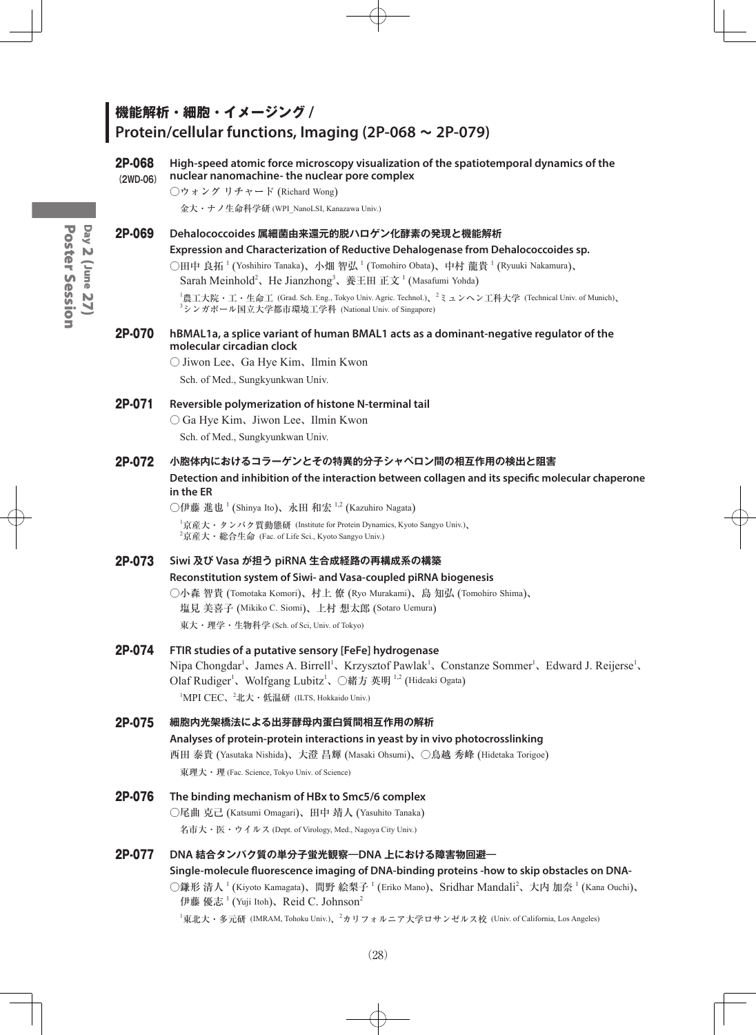## 機能解析・細胞・イメージング / Protein/cellular functions, Imaging (2P-068 ~ 2P-079)

**2P-068**
**(2WD-06)**
**High-speed atomic force microscopy visualization of the spatiotemporal dynamics of the nuclear nanomachine- the nuclear pore complex**
○ウォング リチャード (Richard Wong)
金大・ナノ生命科学研 (WPI_NanoLSI, Kanazawa Univ.)

**2P-069**
**Dehalococcoides 属細菌由来還元的脱ハロゲン化酵素の発現と機能解析**
**Expression and Characterization of Reductive Dehalogenase from Dehalococcoides sp.**
○田中 良拓[1] (Yoshihiro Tanaka)、小畑 智弘[1] (Tomohiro Obata)、中村 龍貴[1] (Ryuuki Nakamura)、Sarah Meinhold[2]、He Jianzhong[3]、養王田 正文[1] (Masafumi Yohda)
[1]農工大院・工・生命工 (Grad. Sch. Eng., Tokyo Univ. Agric. Technol.)、[2]ミュンヘン工科大学 (Technical Univ. of Munich)、[3]シンガポール国立大学都市環境工学科 (National Univ. of Singapore)

**2P-070**
**hBMAL1a, a splice variant of human BMAL1 acts as a dominant-negative regulator of the molecular circadian clock**
○ Jiwon Lee、Ga Hye Kim、Ilmin Kwon
Sch. of Med., Sungkyunkwan Univ.

**2P-071**
**Reversible polymerization of histone N-terminal tail**
○ Ga Hye Kim、Jiwon Lee、Ilmin Kwon
Sch. of Med., Sungkyunkwan Univ.

**2P-072**
**小胞体内におけるコラーゲンとその特異的分子シャペロン間の相互作用の検出と阻害**
**Detection and inhibition of the interaction between collagen and its specific molecular chaperone in the ER**
○伊藤 進也[1] (Shinya Ito)、永田 和宏[1,2] (Kazuhiro Nagata)
[1]京産大・タンパク質動態研 (Institute for Protein Dynamics, Kyoto Sangyo Univ.)、[2]京産大・総合生命 (Fac. of Life Sci., Kyoto Sangyo Univ.)

**2P-073**
**Siwi 及び Vasa が担う piRNA 生合成経路の再構成系の構築**
**Reconstitution system of Siwi- and Vasa-coupled piRNA biogenesis**
○小森 智貴 (Tomotaka Komori)、村上 僚 (Ryo Murakami)、島 知弘 (Tomohiro Shima)、塩見 美喜子 (Mikiko C. Siomi)、上村 想太郎 (Sotaro Uemura)
東大・理学・生物科学 (Sch. of Sci, Univ. of Tokyo)

**2P-074**
**FTIR studies of a putative sensory [FeFe] hydrogenase**
Nipa Chongdar[1]、James A. Birrell[1]、Krzysztof Pawlak[1]、Constanze Sommer[1]、Edward J. Reijerse[1]、Olaf Rudiger[1]、Wolfgang Lubitz[1]、○緒方 英明[1,2] (Hideaki Ogata)
[1]MPI CEC、[2]北大・低温研 (ILTS, Hokkaido Univ.)

**2P-075**
**細胞内光架橋法による出芽酵母内蛋白質間相互作用の解析**
**Analyses of protein-protein interactions in yeast by in vivo photocrosslinking**
西田 泰貴 (Yasutaka Nishida)、大澄 昌輝 (Masaki Ohsumi)、○鳥越 秀峰 (Hidetaka Torigoe)
東理大・理 (Fac. Science, Tokyo Univ. of Science)

**2P-076**
**The binding mechanism of HBx to Smc5/6 complex**
○尾曲 克己 (Katsumi Omagari)、田中 靖人 (Yasuhito Tanaka)
名市大・医・ウイルス (Dept. of Virology, Med., Nagoya City Univ.)

**2P-077**
**DNA 結合タンパク質の単分子蛍光観察—DNA 上における障害物回避—**
**Single-molecule fluorescence imaging of DNA-binding proteins -how to skip obstacles on DNA-**
○鎌形 清人[1] (Kiyoto Kamagata)、間野 絵梨子[1] (Eriko Mano)、Sridhar Mandali[2]、大内 加奈[1] (Kana Ouchi)、伊藤 優志[1] (Yuji Itoh)、Reid C. Johnson[2]
[1]東北大・多元研 (IMRAM, Tohoku Univ.)、[2]カリフォルニア大学ロサンゼルス校 (Univ. of California, Los Angeles)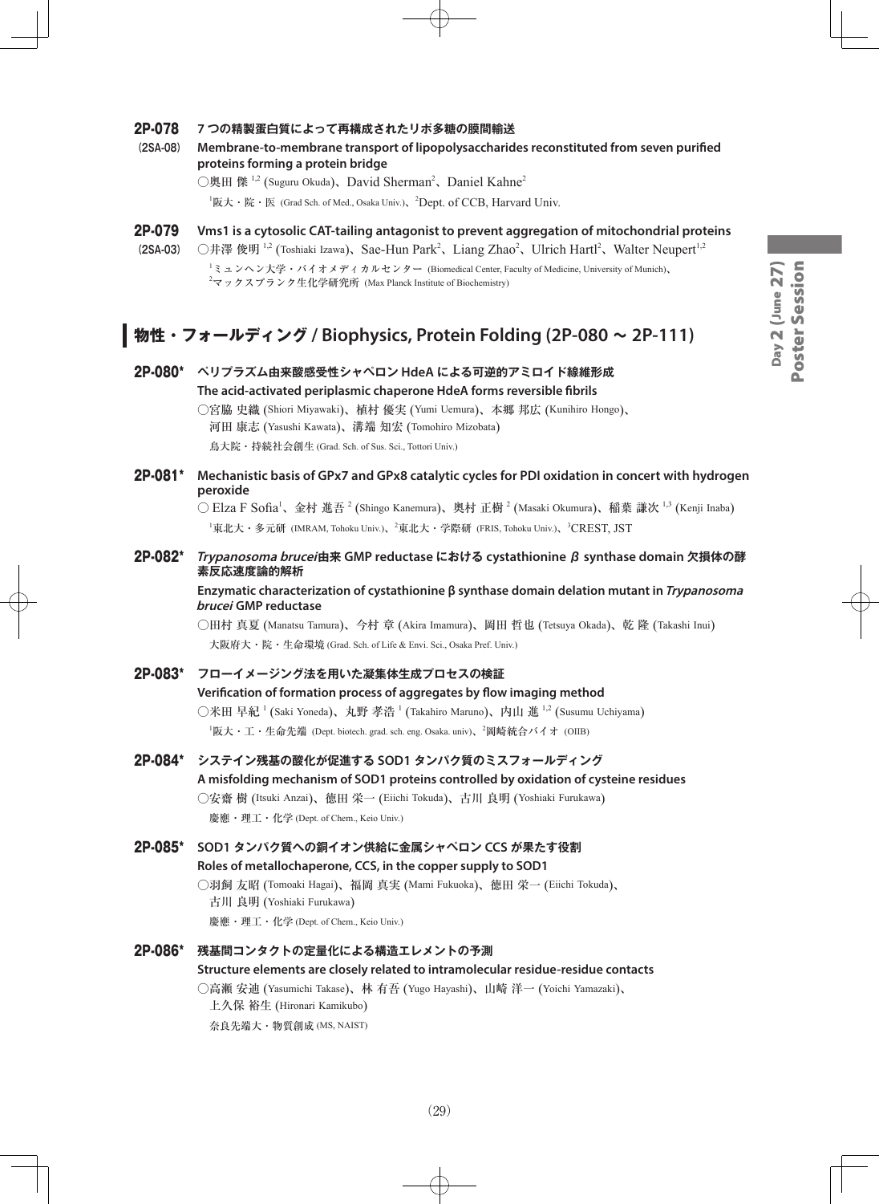**2P-078** 7 つの精製蛋白質によって再構成されたリポ多糖の膜間輸送
**(2SA-08)** **Membrane-to-membrane transport of lipopolysaccharides reconstituted from seven purified proteins forming a protein bridge**

○奥田 傑 [1,2] (Suguru Okuda)、David Sherman[2]、Daniel Kahne[2]

[1]阪大・院・医 (Grad Sch. of Med., Osaka Univ.)、[2]Dept. of CCB, Harvard Univ.

**2P-079** **Vms1 is a cytosolic CAT-tailing antagonist to prevent aggregation of mitochondrial proteins**
**(2SA-03)**

○井澤 俊明 [1,2] (Toshiaki Izawa)、Sae-Hun Park[2]、Liang Zhao[2]、Ulrich Hartl[2]、Walter Neupert[1,2]

[1]ミュンヘン大学・バイオメディカルセンター (Biomedical Center, Faculty of Medicine, University of Munich)、[2]マックスプランク生化学研究所 (Max Planck Institute of Biochemistry)

## 物性・フォールディング / Biophysics, Protein Folding (2P-080 ～ 2P-111)

**2P-080*** ペリプラズム由来酸感受性シャペロン HdeA による可逆的アミロイド線維形成
**The acid-activated periplasmic chaperone HdeA forms reversible fibrils**

○宮脇 史織 (Shiori Miyawaki)、植村 優実 (Yumi Uemura)、本郷 邦広 (Kunihiro Hongo)、河田 康志 (Yasushi Kawata)、溝端 知宏 (Tomohiro Mizobata)

鳥大院・持続社会創生 (Grad. Sch. of Sus. Sci., Tottori Univ.)

**2P-081*** **Mechanistic basis of GPx7 and GPx8 catalytic cycles for PDI oxidation in concert with hydrogen peroxide**

○ Elza F Sofia[1]、金村 進吾 [2] (Shingo Kanemura)、奥村 正樹 [2] (Masaki Okumura)、稲葉 謙次 [1,3] (Kenji Inaba)

[1]東北大・多元研 (IMRAM, Tohoku Univ.)、[2]東北大・学際研 (FRIS, Tohoku Univ.)、[3]CREST, JST

**2P-082*** *Trypanosoma brucei*由来 GMP reductase における cystathionine β synthase domain 欠損体の酵素反応速度論的解析
**Enzymatic characterization of cystathionine β synthase domain delation mutant in *Trypanosoma brucei* GMP reductase**

○田村 真夏 (Manatsu Tamura)、今村 章 (Akira Imamura)、岡田 哲也 (Tetsuya Okada)、乾 隆 (Takashi Inui)

大阪府大・院・生命環境 (Grad. Sch. of Life & Envi. Sci., Osaka Pref. Univ.)

**2P-083*** フローイメージング法を用いた凝集体生成プロセスの検証
**Verification of formation process of aggregates by flow imaging method**

○米田 早紀 [1] (Saki Yoneda)、丸野 孝浩 [1] (Takahiro Maruno)、内山 進 [1,2] (Susumu Uchiyama)

[1]阪大・工・生命先端 (Dept. biotech. grad. sch. eng. Osaka. univ)、[2]岡崎統合バイオ (OIIB)

**2P-084*** システイン残基の酸化が促進する SOD1 タンパク質のミスフォールディング
**A misfolding mechanism of SOD1 proteins controlled by oxidation of cysteine residues**

○安齋 樹 (Itsuki Anzai)、徳田 栄一 (Eiichi Tokuda)、古川 良明 (Yoshiaki Furukawa)

慶應・理工・化学 (Dept. of Chem., Keio Univ.)

**2P-085*** SOD1 タンパク質への銅イオン供給に金属シャペロン CCS が果たす役割
**Roles of metallochaperone, CCS, in the copper supply to SOD1**

○羽飼 友昭 (Tomoaki Hagai)、福岡 真実 (Mami Fukuoka)、徳田 栄一 (Eiichi Tokuda)、古川 良明 (Yoshiaki Furukawa)

慶應・理工・化学 (Dept. of Chem., Keio Univ.)

**2P-086*** 残基間コンタクトの定量化による構造エレメントの予測
**Structure elements are closely related to intramolecular residue-residue contacts**

○高瀬 安迪 (Yasumichi Takase)、林 有吾 (Yugo Hayashi)、山崎 洋一 (Yoichi Yamazaki)、上久保 裕生 (Hironari Kamikubo)

奈良先端大・物質創成 (MS, NAIST)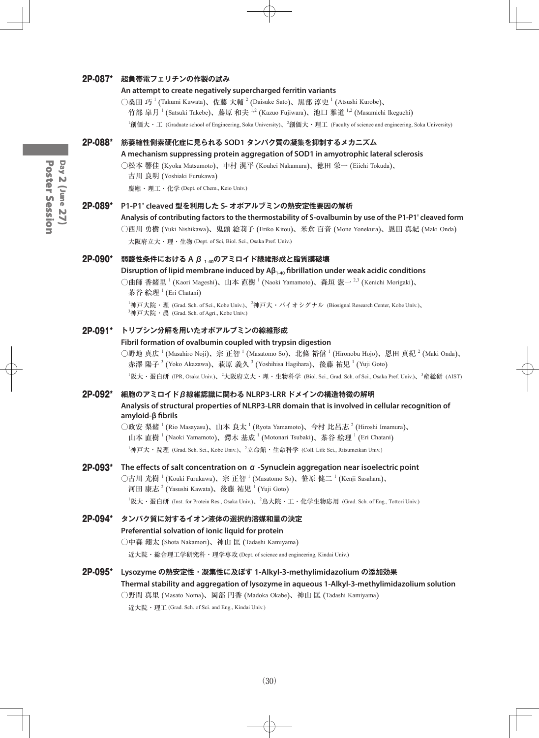## 2P-087* 超負帯電フェリチンの作製の試み

**An attempt to create negatively supercharged ferritin variants**

○桑田 巧[1] (Takumi Kuwata)、佐藤 大輔[2] (Daisuke Sato)、黒部 淳史[1] (Atsushi Kurobe)、竹部 皐月[1] (Satsuki Takebe)、藤原 和夫[1,2] (Kazuo Fujiwara)、池口 雅道[1,2] (Masamichi Ikeguchi)

[1]創価大・工 (Graduate school of Engineering, Soka University)、[2]創価大・理工 (Faculty of science and engineering, Soka University)

## 2P-088* 筋萎縮性側索硬化症に見られる SOD1 タンパク質の凝集を抑制するメカニズム

**A mechanism suppressing protein aggregation of SOD1 in amyotrophic lateral sclerosis**

○松本 響佳 (Kyoka Matsumoto)、中村 滉平 (Kouhei Nakamura)、徳田 栄一 (Eiichi Tokuda)、古川 良明 (Yoshiaki Furukawa)

慶應・理工・化学 (Dept. of Chem., Keio Univ.)

## 2P-089* P1-P1' cleaved 型を利用した S- オボアルブミンの熱安定性要因の解析

**Analysis of contributing factors to the thermostability of S-ovalbumin by use of the P1-P1' cleaved form**

○西川 勇樹 (Yuki Nishikawa)、鬼頭 絵莉子 (Eriko Kitou)、米倉 百音 (Mone Yonekura)、恩田 真紀 (Maki Onda)

大阪府立大・理・生物 (Dept. of Sci, Biol. Sci., Osaka Pref. Univ.)

## 2P-090* 弱酸性条件における A $\beta_{1\text{-}40}$のアミロイド線維形成と脂質膜破壊

**Disruption of lipid membrane induced by A$\beta_{1\text{-}40}$ fibrillation under weak acidic conditions**

○曲師 香緒里[1] (Kaori Mageshi)、山本 直樹[1] (Naoki Yamamoto)、森垣 憲一[2,3] (Kenichi Morigaki)、茶谷 絵理[1] (Eri Chatani)

[1]神戸大院・理 (Grad. Sch. of Sci., Kobe Univ.)、[2]神戸大・バイオシグナル (Biosignal Research Center, Kobe Univ.)、[3]神戸大院・農 (Grad. Sch. of Agri., Kobe Univ.)

## 2P-091* トリプシン分解を用いたオボアルブミンの線維形成

**Fibril formation of ovalbumin coupled with trypsin digestion**

○野地 真広[1] (Masahiro Noji)、宗 正智[1] (Masatomo So)、北條 裕信[1] (Hironobu Hojo)、恩田 真紀[2] (Maki Onda)、赤澤 陽子[3] (Yoko Akazawa)、萩原 義久[3] (Yoshihisa Hagihara)、後藤 祐児[1] (Yuji Goto)

[1]阪大・蛋白研 (IPR, Osaka Univ.)、[2]大阪府立大・理・生物科学 (Biol. Sci., Grad. Sch. of Sci., Osaka Pref. Univ.)、[3]産総研 (AIST)

## 2P-092* 細胞のアミロイドβ線維認識に関わる NLRP3-LRR ドメインの構造特徴の解明

**Analysis of structural properties of NLRP3-LRR domain that is involved in cellular recognition of amyloid-β fibrils**

○政安 梨緒[1] (Rio Masayasu)、山本 良太[1] (Ryota Yamamoto)、今村 比呂志[2] (Hiroshi Imamura)、山本 直樹[1] (Naoki Yamamoto)、鍔木 基成[1] (Motonari Tsubaki)、茶谷 絵理[1] (Eri Chatani)

[1]神戸大・院理 (Grad. Sch. Sci., Kobe Univ.)、[2]立命館・生命科学 (Coll. Life Sci., Ritsumeikan Univ.)

## 2P-093* The effects of salt concentration on α -Synuclein aggregation near isoelectric point

○古川 光樹[1] (Kouki Furukawa)、宗 正智[1] (Masatomo So)、笹原 健二[1] (Kenji Sasahara)、河田 康志[2] (Yasushi Kawata)、後藤 祐児[1] (Yuji Goto)

[1]阪大・蛋白研 (Inst. for Protein Res., Osaka Univ.)、[2]鳥大院・工・化学生物応用 (Grad. Sch. of Eng., Tottori Univ.)

## 2P-094* タンパク質に対するイオン液体の選択的溶媒和量の決定

**Preferential solvation of ionic liquid for protein**

○中森 翔太 (Shota Nakamori)、神山 匡 (Tadashi Kamiyama)

近大院・総合理工学研究科・理学専攻 (Dept. of science and engineering, Kindai Univ.)

## 2P-095* Lysozyme の熱安定性・凝集性に及ぼす 1-Alkyl-3-methylimidazolium の添加効果

**Thermal stability and aggregation of lysozyme in aqueous 1-Alkyl-3-methylimidazolium solution**

○野間 真里 (Masato Noma)、岡部 円香 (Madoka Okabe)、神山 匡 (Tadashi Kamiyama)

近大院・理工 (Grad. Sch. of Sci. and Eng., Kindai Univ.)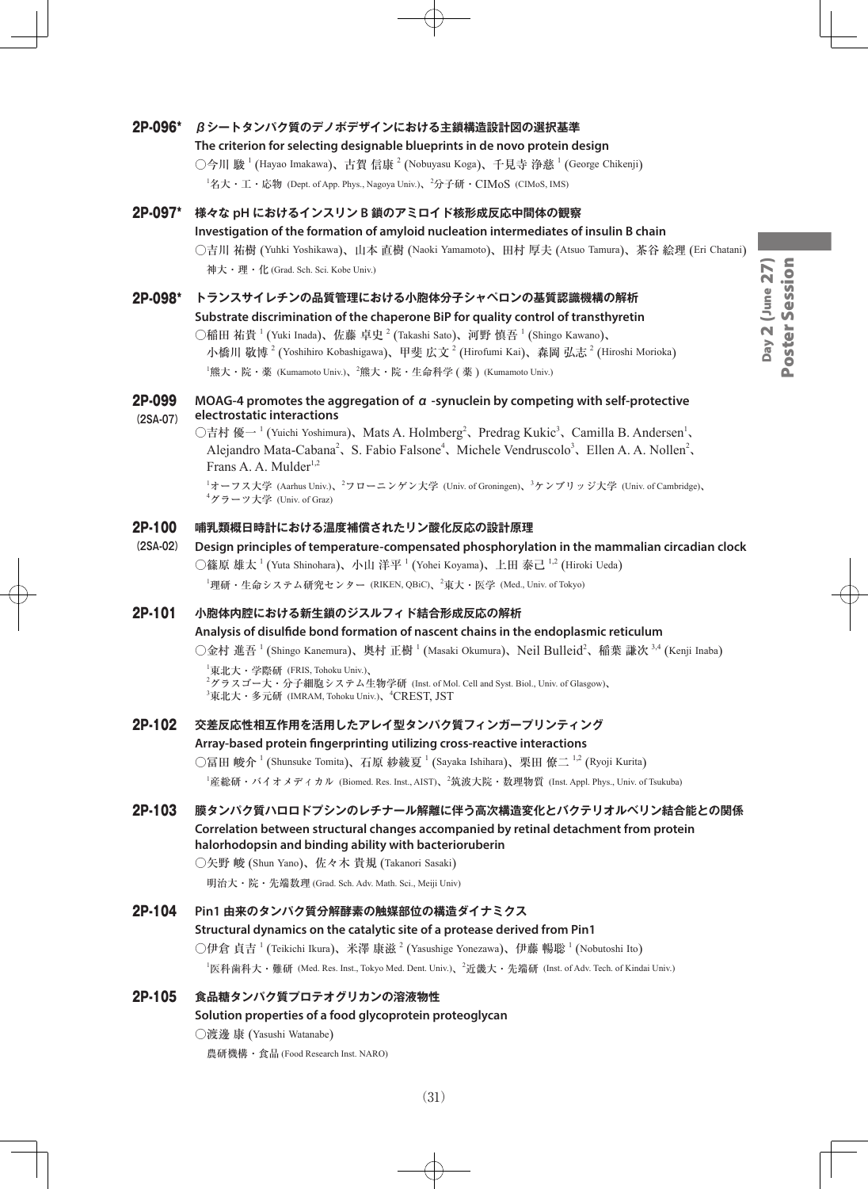## 2P-096* βシートタンパク質のデノボデザインにおける主鎖構造設計図の選択基準

**The criterion for selecting designable blueprints in de novo protein design**

○今川 駿[1] (Hayao Imakawa)、古賀 信康[2] (Nobuyasu Koga)、千見寺 浄慈[1] (George Chikenji)

[1]名大・工・応物 (Dept. of App. Phys., Nagoya Univ.)、[2]分子研・CIMoS (CIMoS, IMS)

## 2P-097* 様々な pH におけるインスリン B 鎖のアミロイド核形成反応中間体の観察

**Investigation of the formation of amyloid nucleation intermediates of insulin B chain**

○吉川 祐樹 (Yuhki Yoshikawa)、山本 直樹 (Naoki Yamamoto)、田村 厚夫 (Atsuo Tamura)、茶谷 絵理 (Eri Chatani)

神大・理・化 (Grad. Sch. Sci. Kobe Univ.)

## 2P-098* トランスサイレチンの品質管理における小胞体分子シャペロンの基質認識機構の解析

**Substrate discrimination of the chaperone BiP for quality control of transthyretin**

○稲田 祐貴[1] (Yuki Inada)、佐藤 卓史[2] (Takashi Sato)、河野 慎吾[1] (Shingo Kawano)、小橋川 敬博[2] (Yoshihiro Kobashigawa)、甲斐 広文[2] (Hirofumi Kai)、森岡 弘志[2] (Hiroshi Morioka)

[1]熊大・院・薬 (Kumamoto Univ.)、[2]熊大・院・生命科学 ( 薬 ) (Kumamoto Univ.)

## 2P-099 (2SA-07) MOAG-4 promotes the aggregation of α-synuclein by competing with self-protective electrostatic interactions

○吉村 優一[1] (Yuichi Yoshimura)、Mats A. Holmberg[2]、Predrag Kukic[3]、Camilla B. Andersen[1]、Alejandro Mata-Cabana[2]、S. Fabio Falsone[4]、Michele Vendruscolo[3]、Ellen A. A. Nollen[2]、Frans A. A. Mulder[1,2]

[1]オーフス大学 (Aarhus Univ.)、[2]フローニンゲン大学 (Univ. of Groningen)、[3]ケンブリッジ大学 (Univ. of Cambridge)、[4]グラーツ大学 (Univ. of Graz)

## 2P-100 (2SA-02) 哺乳類概日時計における温度補償されたリン酸化反応の設計原理

**Design principles of temperature-compensated phosphorylation in the mammalian circadian clock**

○篠原 雄太[1] (Yuta Shinohara)、小山 洋平[1] (Yohei Koyama)、上田 泰己[1,2] (Hiroki Ueda)

[1]理研・生命システム研究センター (RIKEN, QBiC)、[2]東大・医学 (Med., Univ. of Tokyo)

## 2P-101 小胞体内腔における新生鎖のジスルフィド結合形成反応の解析

**Analysis of disulfide bond formation of nascent chains in the endoplasmic reticulum**

○金村 進吾[1] (Shingo Kanemura)、奥村 正樹[1] (Masaki Okumura)、Neil Bulleid[2]、稲葉 謙次[3,4] (Kenji Inaba)

[1]東北大・学際研 (FRIS, Tohoku Univ.)、[2]グラスゴー大・分子細胞システム生物学研 (Inst. of Mol. Cell and Syst. Biol., Univ. of Glasgow)、[3]東北大・多元研 (IMRAM, Tohoku Univ.)、[4]CREST, JST

## 2P-102 交差反応性相互作用を活用したアレイ型タンパク質フィンガープリンティング

**Array-based protein fingerprinting utilizing cross-reactive interactions**

○冨田 峻介[1] (Shunsuke Tomita)、石原 紗綾夏[1] (Sayaka Ishihara)、栗田 僚二[1,2] (Ryoji Kurita)

[1]産総研・バイオメディカル (Biomed. Res. Inst., AIST)、[2]筑波大院・数理物質 (Inst. Appl. Phys., Univ. of Tsukuba)

## 2P-103 膜タンパク質ハロロドプシンのレチナール解離に伴う高次構造変化とバクテリオルベリン結合能との関係

**Correlation between structural changes accompanied by retinal detachment from protein halorhodopsin and binding ability with bacterioruberin**

○矢野 峻 (Shun Yano)、佐々木 貴規 (Takanori Sasaki)

明治大・院・先端数理 (Grad. Sch. Adv. Math. Sci., Meiji Univ)

## 2P-104 Pin1 由来のタンパク質分解酵素の触媒部位の構造ダイナミクス

**Structural dynamics on the catalytic site of a protease derived from Pin1**

○伊倉 貞吉[1] (Teikichi Ikura)、米澤 康滋[2] (Yasushige Yonezawa)、伊藤 暢聡[1] (Nobutoshi Ito)

[1]医科歯科大・難研 (Med. Res. Inst., Tokyo Med. Dent. Univ.)、[2]近畿大・先端研 (Inst. of Adv. Tech. of Kindai Univ.)

## 2P-105 食品糖タンパク質プロテオグリカンの溶液物性

**Solution properties of a food glycoprotein proteoglycan**

○渡邊 康 (Yasushi Watanabe)

農研機構・食品 (Food Research Inst. NARO)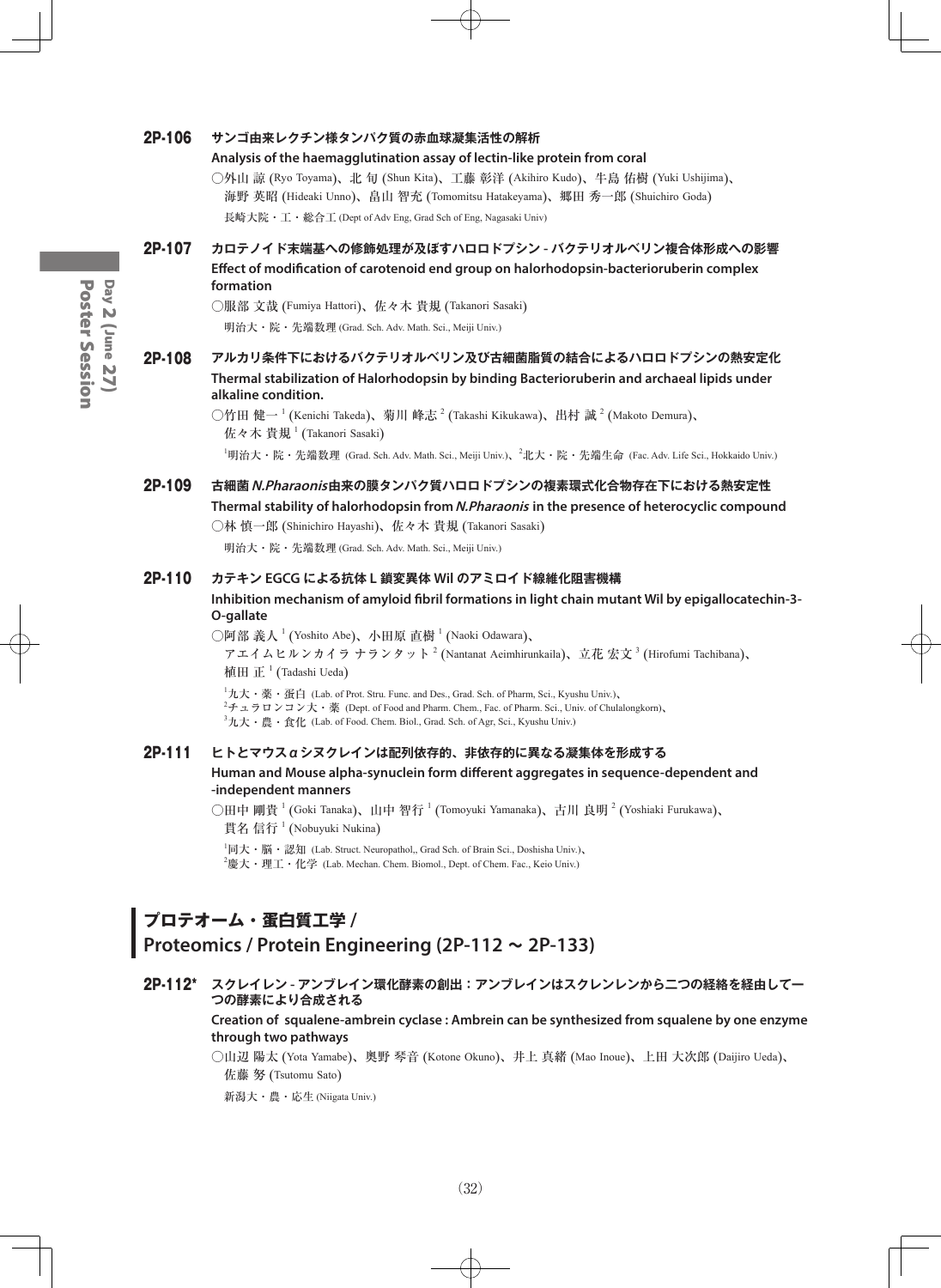**2P-106** **サンゴ由来レクチン様タンパク質の赤血球凝集活性の解析**

**Analysis of the haemagglutination assay of lectin-like protein from coral**

○外山 諒 (Ryo Toyama)、北 旬 (Shun Kita)、工藤 彰洋 (Akihiro Kudo)、牛島 佑樹 (Yuki Ushijima)、海野 英昭 (Hideaki Unno)、畠山 智充 (Tomomitsu Hatakeyama)、郷田 秀一郎 (Shuichiro Goda)

長崎大院・工・総合工 (Dept of Adv Eng, Grad Sch of Eng, Nagasaki Univ)

**2P-107** **カロテノイド末端基への修飾処理が及ぼすハロロドプシン - バクテリオルベリン複合体形成への影響**

**Effect of modification of carotenoid end group on halorhodopsin-bacterioruberin complex formation**

○服部 文哉 (Fumiya Hattori)、佐々木 貴規 (Takanori Sasaki)

明治大・院・先端数理 (Grad. Sch. Adv. Math. Sci., Meiji Univ.)

**2P-108** **アルカリ条件下におけるバクテリオルベリン及び古細菌脂質の結合によるハロロドプシンの熱安定化**

**Thermal stabilization of Halorhodopsin by binding Bacterioruberin and archaeal lipids under alkaline condition.**

○竹田 健一 [1] (Kenichi Takeda)、菊川 峰志 [2] (Takashi Kikukawa)、出村 誠 [2] (Makoto Demura)、佐々木 貴規 [1] (Takanori Sasaki)

[1]明治大・院・先端数理 (Grad. Sch. Adv. Math. Sci., Meiji Univ.)、[2]北大・院・先端生命 (Fac. Adv. Life Sci., Hokkaido Univ.)

**2P-109** **古細菌 *N.Pharaonis* 由来の膜タンパク質ハロロドプシンの複素環式化合物存在下における熱安定性**

**Thermal stability of halorhodopsin from *N.Pharaonis* in the presence of heterocyclic compound**

○林 慎一郎 (Shinichiro Hayashi)、佐々木 貴規 (Takanori Sasaki)

明治大・院・先端数理 (Grad. Sch. Adv. Math. Sci., Meiji Univ.)

**2P-110** **カテキン EGCG による抗体 L 鎖変異体 Wil のアミロイド線維化阻害機構**

**Inhibition mechanism of amyloid fibril formations in light chain mutant Wil by epigallocatechin-3-O-gallate**

○阿部 義人 [1] (Yoshito Abe)、小田原 直樹 [1] (Naoki Odawara)、アエイムヒルンカイラ ナランタット [2] (Nantanat Aeimhirunkaila)、立花 宏文 [3] (Hirofumi Tachibana)、植田 正 [1] (Tadashi Ueda)

[1]九大・薬・蛋白 (Lab. of Prot. Stru. Func. and Des., Grad. Sch. of Pharm, Sci., Kyushu Univ.)、
[2]チュラロンコン大・薬 (Dept. of Food and Pharm. Chem., Fac. of Pharm. Sci., Univ. of Chulalongkorn)、
[3]九大・農・食化 (Lab. of Food. Chem. Biol., Grad. Sch. of Agr, Sci., Kyushu Univ.)

**2P-111** **ヒトとマウス α シヌクレインは配列依存的、非依存的に異なる凝集体を形成する**

**Human and Mouse alpha-synuclein form different aggregates in sequence-dependent and -independent manners**

○田中 剛貴 [1] (Goki Tanaka)、山中 智行 [1] (Tomoyuki Yamanaka)、古川 良明 [2] (Yoshiaki Furukawa)、貫名 信行 [1] (Nobuyuki Nukina)

[1]同大・脳・認知 (Lab. Struct. Neuropathol,, Grad Sch. of Brain Sci., Doshisha Univ.)、
[2]慶大・理工・化学 (Lab. Mechan. Chem. Biomol., Dept. of Chem. Fac., Keio Univ.)

## プロテオーム・蛋白質工学 / Proteomics / Protein Engineering (2P-112 ～ 2P-133)

**2P-112*** **スクレイレン - アンブレイン環化酵素の創出：アンブレインはスクレンレンから二つの経絡を経由して一つの酵素により合成される**

**Creation of squalene-ambrein cyclase : Ambrein can be synthesized from squalene by one enzyme through two pathways**

○山辺 陽太 (Yota Yamabe)、奥野 琴音 (Kotone Okuno)、井上 真緒 (Mao Inoue)、上田 大次郎 (Daijiro Ueda)、佐藤 努 (Tsutomu Sato)

新潟大・農・応生 (Niigata Univ.)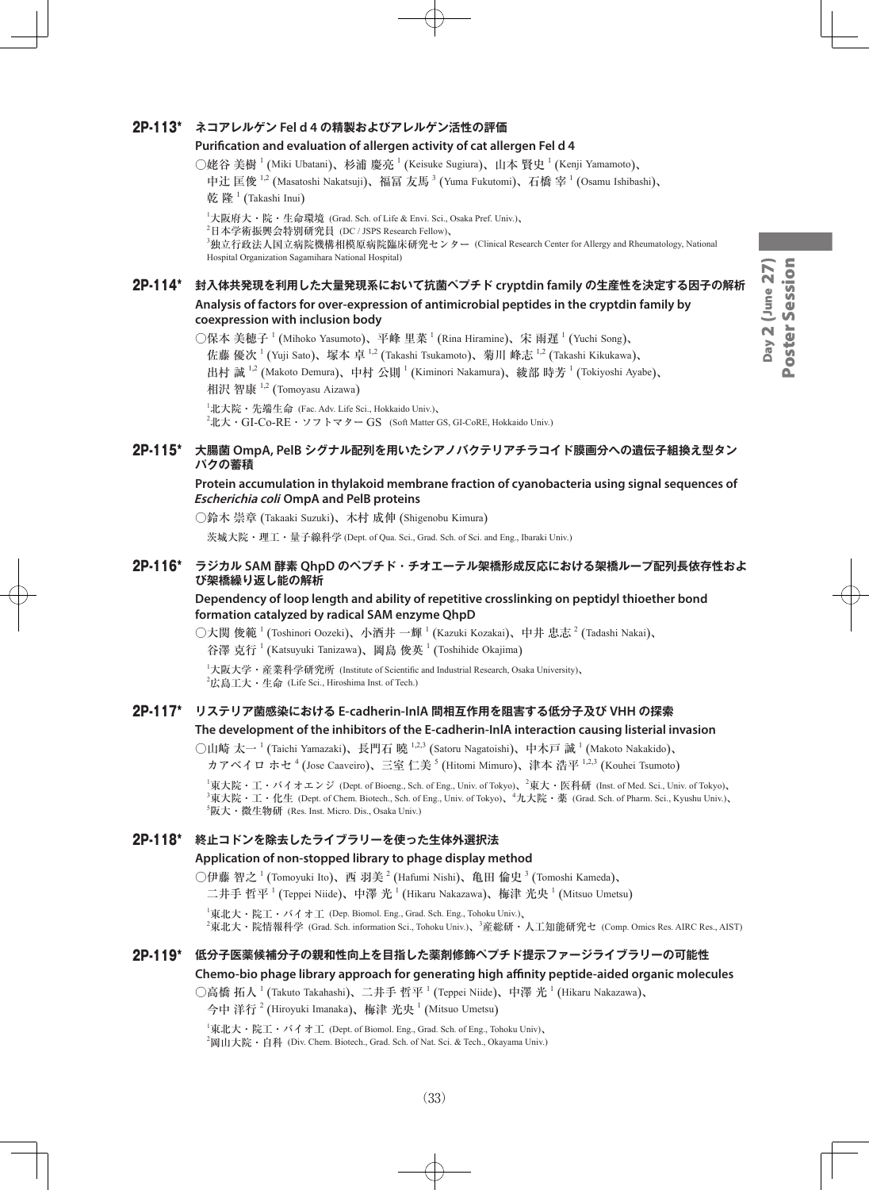## 2P-113* ネコアレルゲン Fel d 4 の精製およびアレルゲン活性の評価

**Purification and evaluation of allergen activity of cat allergen Fel d 4**

○姥谷 美樹[1] (Miki Ubatani)、杉浦 慶亮[1] (Keisuke Sugiura)、山本 賢史[1] (Kenji Yamamoto)、
中辻 匡俊[1,2] (Masatoshi Nakatsuji)、福冨 友馬[3] (Yuma Fukutomi)、石橋 宰[1] (Osamu Ishibashi)、
乾 隆[1] (Takashi Inui)

[1]大阪府大・院・生命環境 (Grad. Sch. of Life & Envi. Sci., Osaka Pref. Univ.)、
[2]日本学術振興会特別研究員 (DC / JSPS Research Fellow)、
[3]独立行政法人国立病院機構相模原病院臨床研究センター (Clinical Research Center for Allergy and Rheumatology, National Hospital Organization Sagamihara National Hospital)

## 2P-114* 封入体共発現を利用した大量発現系において抗菌ペプチド cryptdin family の生産性を決定する因子の解析

**Analysis of factors for over-expression of antimicrobial peptides in the cryptdin family by coexpression with inclusion body**

○保本 美穂子[1] (Mihoko Yasumoto)、平峰 里菜[1] (Rina Hiramine)、宋 雨遅[1] (Yuchi Song)、
佐藤 優次[1] (Yuji Sato)、塚本 卓[1,2] (Takashi Tsukamoto)、菊川 峰志[1,2] (Takashi Kikukawa)、
出村 誠[1,2] (Makoto Demura)、中村 公則[1] (Kiminori Nakamura)、綾部 時芳[1] (Tokiyoshi Ayabe)、
相沢 智康[1,2] (Tomoyasu Aizawa)

[1]北大院・先端生命 (Fac. Adv. Life Sci., Hokkaido Univ.)、
[2]北大・GI-Co-RE・ソフトマター GS (Soft Matter GS, GI-CoRE, Hokkaido Univ.)

## 2P-115* 大腸菌 OmpA, PelB シグナル配列を用いたシアノバクテリアチラコイド膜画分への遺伝子組換え型タンパクの蓄積

**Protein accumulation in thylakoid membrane fraction of cyanobacteria using signal sequences of *Escherichia coli* OmpA and PelB proteins**

○鈴木 崇章 (Takaaki Suzuki)、木村 成伸 (Shigenobu Kimura)

茨城大院・理工・量子線科学 (Dept. of Qua. Sci., Grad. Sch. of Sci. and Eng., Ibaraki Univ.)

## 2P-116* ラジカル SAM 酵素 QhpD のペプチド・チオエーテル架橋形成反応における架橋ループ配列長依存性および架橋繰り返し能の解析

**Dependency of loop length and ability of repetitive crosslinking on peptidyl thioether bond formation catalyzed by radical SAM enzyme QhpD**

○大関 俊範[1] (Toshinori Oozeki)、小酒井 一輝[1] (Kazuki Kozakai)、中井 忠志[2] (Tadashi Nakai)、
谷澤 克行[1] (Katsuyuki Tanizawa)、岡島 俊英[1] (Toshihide Okajima)

[1]大阪大学・産業科学研究所 (Institute of Scientific and Industrial Research, Osaka University)、
[2]広島工大・生命 (Life Sci., Hiroshima Inst. of Tech.)

## 2P-117* リステリア菌感染における E-cadherin-InlA 間相互作用を阻害する低分子及び VHH の探索

**The development of the inhibitors of the E-cadherin-InlA interaction causing listerial invasion**

○山崎 太一[1] (Taichi Yamazaki)、長門石 曉[1,2,3] (Satoru Nagatoishi)、中木戸 誠[1] (Makoto Nakakido)、
カアベイロ ホセ[4] (Jose Caaveiro)、三室 仁美[5] (Hitomi Mimuro)、津本 浩平[1,2,3] (Kouhei Tsumoto)

[1]東大院・工・バイオエンジ (Dept. of Bioeng., Sch. of Eng., Univ. of Tokyo)、[2]東大・医科研 (Inst. of Med. Sci., Univ. of Tokyo)、
[3]東大院・工・化生 (Dept. of Chem. Biotech., Sch. of Eng., Univ. of Tokyo)、[4]九大院・薬 (Grad. Sch. of Pharm. Sci., Kyushu Univ.)、
[5]阪大・微生物研 (Res. Inst. Micro. Dis., Osaka Univ.)

## 2P-118* 終止コドンを除去したライブラリーを使った生体外選択法

**Application of non-stopped library to phage display method**

○伊藤 智之[1] (Tomoyuki Ito)、西 羽美[2] (Hafumi Nishi)、亀田 倫史[3] (Tomoshi Kameda)、
二井手 哲平[1] (Teppei Niide)、中澤 光[1] (Hikaru Nakazawa)、梅津 光央[1] (Mitsuo Umetsu)

[1]東北大・院工・バイオ工 (Dep. Biomol. Eng., Grad. Sch. Eng., Tohoku Univ.)、
[2]東北大・院情報科学 (Grad. Sch. information Sci., Tohoku Univ.)、[3]産総研・人工知能研究セ (Comp. Omics Res. AIRC Res., AIST)

## 2P-119* 低分子医薬候補分子の親和性向上を目指した薬剤修飾ペプチド提示ファージライブラリーの可能性

**Chemo-bio phage library approach for generating high affinity peptide-aided organic molecules**

○高橋 拓人[1] (Takuto Takahashi)、二井手 哲平[1] (Teppei Niide)、中澤 光[1] (Hikaru Nakazawa)、
今中 洋行[2] (Hiroyuki Imanaka)、梅津 光央[1] (Mitsuo Umetsu)

[1]東北大・院工・バイオ工 (Dept. of Biomol. Eng., Grad. Sch. of Eng., Tohoku Univ)、
[2]岡山大院・自科 (Div. Chem. Biotech., Grad. Sch. of Nat. Sci. & Tech., Okayama Univ.)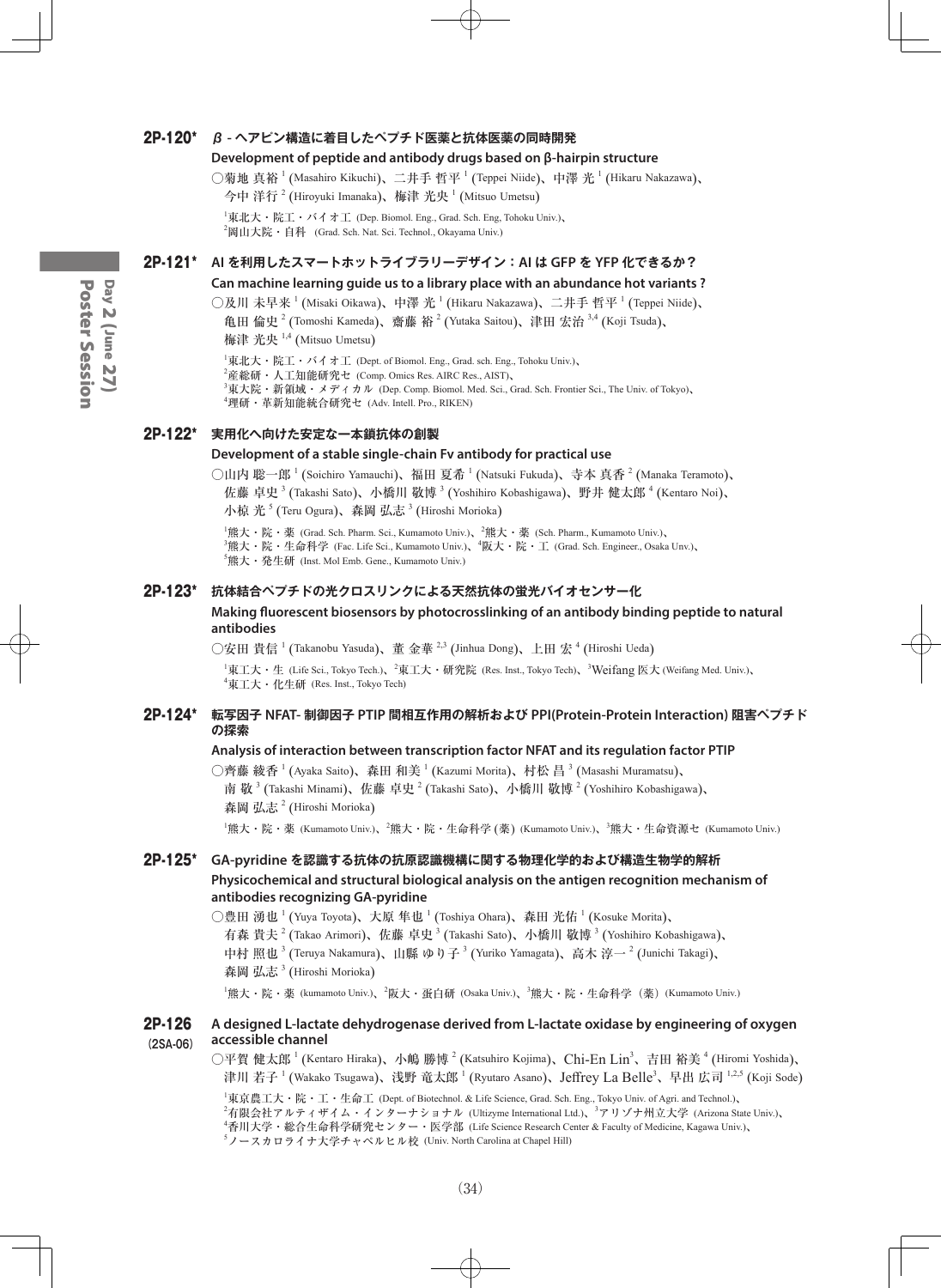## 2P-120* β-ヘアピン構造に着目したペプチド医薬と抗体医薬の同時開発

**Development of peptide and antibody drugs based on β-hairpin structure**

○菊地 真裕[1] (Masahiro Kikuchi)、二井手 哲平[1] (Teppei Niide)、中澤 光[1] (Hikaru Nakazawa)、今中 洋行[2] (Hiroyuki Imanaka)、梅津 光央[1] (Mitsuo Umetsu)

[1]東北大・院工・バイオ工 (Dep. Biomol. Eng., Grad. Sch. Eng, Tohoku Univ.)、[2]岡山大院・自科 (Grad. Sch. Nat. Sci. Technol., Okayama Univ.)

## 2P-121* AI を利用したスマートホットライブラリーデザイン：AI は GFP を YFP 化できるか？

**Can machine learning guide us to a library place with an abundance hot variants ?**

○及川 未早来[1] (Misaki Oikawa)、中澤 光[1] (Hikaru Nakazawa)、二井手 哲平[1] (Teppei Niide)、亀田 倫史[2] (Tomoshi Kameda)、齋藤 裕[2] (Yutaka Saitou)、津田 宏治[3,4] (Koji Tsuda)、梅津 光央[1,4] (Mitsuo Umetsu)

[1]東北大・院工・バイオ工 (Dept. of Biomol. Eng., Grad. sch. Eng., Tohoku Univ.)、[2]産総研・人工知能研究セ (Comp. Omics Res. AIRC Res., AIST)、[3]東大院・新領域・メディカル (Dep. Comp. Biomol. Med. Sci., Grad. Sch. Frontier Sci., The Univ. of Tokyo)、[4]理研・革新知能統合研究セ (Adv. Intell. Pro., RIKEN)

## 2P-122* 実用化へ向けた安定な一本鎖抗体の創製

**Development of a stable single-chain Fv antibody for practical use**

○山内 聡一郎[1] (Soichiro Yamauchi)、福田 夏希[1] (Natsuki Fukuda)、寺本 真香[2] (Manaka Teramoto)、佐藤 卓史[3] (Takashi Sato)、小橋川 敬博[3] (Yoshihiro Kobashigawa)、野井 健太郎[4] (Kentaro Noi)、小椋 光[5] (Teru Ogura)、森岡 弘志[3] (Hiroshi Morioka)

[1]熊大・院・薬 (Grad. Sch. Pharm. Sci., Kumamoto Univ.)、[2]熊大・薬 (Sch. Pharm., Kumamoto Univ.)、[3]熊大・院・生命科学 (Fac. Life Sci., Kumamoto Univ.)、[4]阪大・院・工 (Grad. Sch. Engineer., Osaka Unv.)、[5]熊大・発生研 (Inst. Mol Emb. Gene., Kumamoto Univ.)

## 2P-123* 抗体結合ペプチドの光クロスリンクによる天然抗体の蛍光バイオセンサー化

**Making fluorescent biosensors by photocrosslinking of an antibody binding peptide to natural antibodies**

○安田 貴信[1] (Takanobu Yasuda)、董 金華[2,3] (Jinhua Dong)、上田 宏[4] (Hiroshi Ueda)

[1]東工大・生 (Life Sci., Tokyo Tech.)、[2]東工大・研究院 (Res. Inst., Tokyo Tech)、[3]Weifang 医大 (Weifang Med. Univ.)、[4]東工大・化生研 (Res. Inst., Tokyo Tech)

## 2P-124* 転写因子 NFAT- 制御因子 PTIP 間相互作用の解析および PPI(Protein-Protein Interaction) 阻害ペプチドの探索

**Analysis of interaction between transcription factor NFAT and its regulation factor PTIP**

○齊藤 綾香[1] (Ayaka Saito)、森田 和美[1] (Kazumi Morita)、村松 昌[3] (Masashi Muramatsu)、南 敬[3] (Takashi Minami)、佐藤 卓史[2] (Takashi Sato)、小橋川 敬博[2] (Yoshihiro Kobashigawa)、森岡 弘志[2] (Hiroshi Morioka)

[1]熊大・院・薬 (Kumamoto Univ.)、[2]熊大・院・生命科学 (薬) (Kumamoto Univ.)、[3]熊大・生命資源セ (Kumamoto Univ.)

## 2P-125* GA-pyridine を認識する抗体の抗原認識機構に関する物理化学的および構造生物学的解析

**Physicochemical and structural biological analysis on the antigen recognition mechanism of antibodies recognizing GA-pyridine**

○豊田 湧也[1] (Yuya Toyota)、大原 隼也[1] (Toshiya Ohara)、森田 光佑[1] (Kosuke Morita)、有森 貴夫[2] (Takao Arimori)、佐藤 卓史[3] (Takashi Sato)、小橋川 敬博[3] (Yoshihiro Kobashigawa)、中村 照也[3] (Teruya Nakamura)、山縣 ゆり子[3] (Yuriko Yamagata)、高木 淳一[2] (Junichi Takagi)、森岡 弘志[3] (Hiroshi Morioka)

[1]熊大・院・薬 (kumamoto Univ.)、[2]阪大・蛋白研 (Osaka Univ.)、[3]熊大・院・生命科学（薬）(Kumamoto Univ.)

## 2P-126 (2SA-06) A designed L-lactate dehydrogenase derived from L-lactate oxidase by engineering of oxygen accessible channel

○平賀 健太郎[1] (Kentaro Hiraka)、小嶋 勝博[2] (Katsuhiro Kojima)、Chi-En Lin[3]、吉田 裕美[4] (Hiromi Yoshida)、津川 若子[1] (Wakako Tsugawa)、浅野 竜太郎[1] (Ryutaro Asano)、Jeffrey La Belle[3]、早出 広司[1,2,5] (Koji Sode)

[1]東京農工大・院・工・生命工 (Dept. of Biotechnol. & Life Science, Grad. Sch. Eng., Tokyo Univ. of Agri. and Technol.)、[2]有限会社アルティザイム・インターナショナル (Ultizyme International Ltd.)、[3]アリゾナ州立大学 (Arizona State Univ.)、[4]香川大学・総合生命科学研究センター・医学部 (Life Science Research Center & Faculty of Medicine, Kagawa Univ.)、[5]ノースカロライナ大学チャペルヒル校 (Univ. North Carolina at Chapel Hill)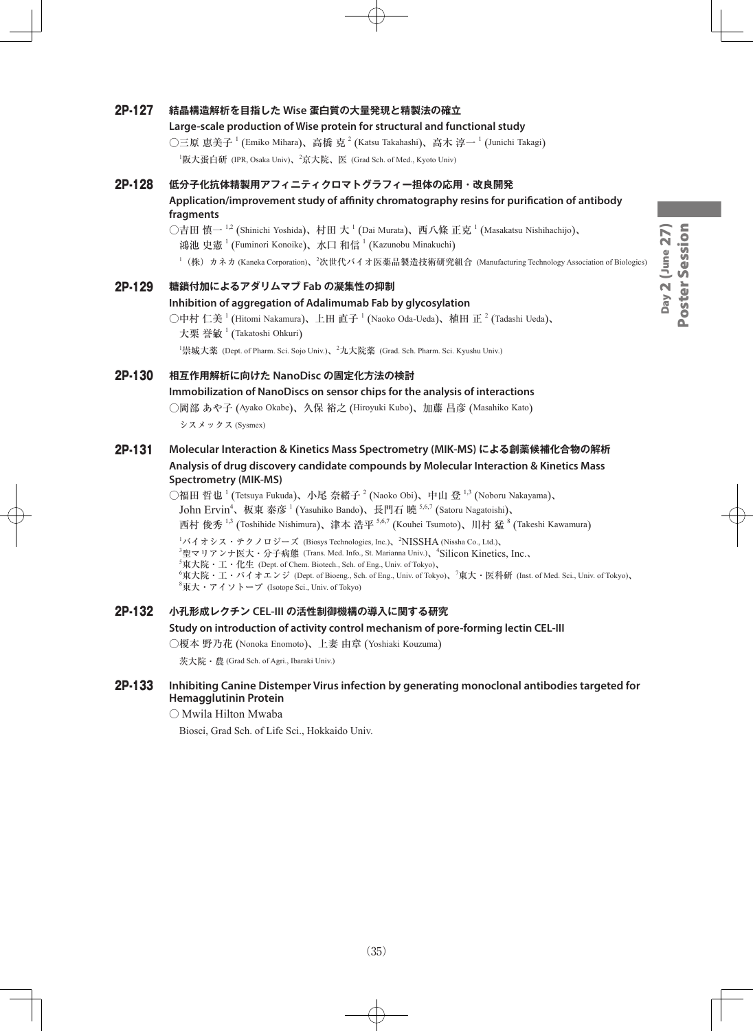## 2P-127 結晶構造解析を目指した Wise 蛋白質の大量発現と精製法の確立

**Large-scale production of Wise protein for structural and functional study**

○三原 恵美子[1] (Emiko Mihara)、高橋 克[2] (Katsu Takahashi)、高木 淳一[1] (Junichi Takagi)

[1]阪大蛋白研 (IPR, Osaka Univ)、[2]京大院、医 (Grad Sch. of Med., Kyoto Univ)

## 2P-128 低分子化抗体精製用アフィニティクロマトグラフィー担体の応用・改良開発

**Application/improvement study of affinity chromatography resins for purification of antibody fragments**

○吉田 慎一[1,2] (Shinichi Yoshida)、村田 大[1] (Dai Murata)、西八條 正克[1] (Masakatsu Nishihachijo)、鴻池 史憲[1] (Fuminori Konoike)、水口 和信[1] (Kazunobu Minakuchi)

[1]（株）カネカ (Kaneka Corporation)、[2]次世代バイオ医薬品製造技術研究組合 (Manufacturing Technology Association of Biologics)

## 2P-129 糖鎖付加によるアダリムマブ Fab の凝集性の抑制

**Inhibition of aggregation of Adalimumab Fab by glycosylation**

○中村 仁美[1] (Hitomi Nakamura)、上田 直子[1] (Naoko Oda-Ueda)、植田 正[2] (Tadashi Ueda)、大栗 誉敏[1] (Takatoshi Ohkuri)

[1]崇城大薬 (Dept. of Pharm. Sci. Sojo Univ.)、[2]九大院薬 (Grad. Sch. Pharm. Sci. Kyushu Univ.)

## 2P-130 相互作用解析に向けた NanoDisc の固定化方法の検討

**Immobilization of NanoDiscs on sensor chips for the analysis of interactions**

○岡部 あや子 (Ayako Okabe)、久保 裕之 (Hiroyuki Kubo)、加藤 昌彦 (Masahiko Kato)

シスメックス (Sysmex)

## 2P-131 Molecular Interaction & Kinetics Mass Spectrometry (MIK-MS) による創薬候補化合物の解析

**Analysis of drug discovery candidate compounds by Molecular Interaction & Kinetics Mass Spectrometry (MIK-MS)**

○福田 哲也[1] (Tetsuya Fukuda)、小尾 奈緒子[2] (Naoko Obi)、中山 登[1,3] (Noboru Nakayama)、John Ervin[4]、板東 泰彦[1] (Yasuhiko Bando)、長門石 曉[5,6,7] (Satoru Nagatoishi)、西村 俊秀[1,3] (Toshihide Nishimura)、津本 浩平[5,6,7] (Kouhei Tsumoto)、川村 猛[8] (Takeshi Kawamura)

[1]バイオシス・テクノロジーズ (Biosys Technologies, Inc.)、[2]NISSHA (Nissha Co., Ltd.)、[3]聖マリアンナ医大・分子病態 (Trans. Med. Info., St. Marianna Univ.)、[4]Silicon Kinetics, Inc.、[5]東大院・工・化生 (Dept. of Chem. Biotech., Sch. of Eng., Univ. of Tokyo)、[6]東大院・工・バイオエンジ (Dept. of Bioeng., Sch. of Eng., Univ. of Tokyo)、[7]東大・医科研 (Inst. of Med. Sci., Univ. of Tokyo)、[8]東大・アイソトープ (Isotope Sci., Univ. of Tokyo)

## 2P-132 小孔形成レクチン CEL-III の活性制御機構の導入に関する研究

**Study on introduction of activity control mechanism of pore-forming lectin CEL-III**

○榎本 野乃花 (Nonoka Enomoto)、上妻 由章 (Yoshiaki Kouzuma)

茨大院・農 (Grad Sch. of Agri., Ibaraki Univ.)

## 2P-133 Inhibiting Canine Distemper Virus infection by generating monoclonal antibodies targeted for Hemagglutinin Protein

○ Mwila Hilton Mwaba

Biosci, Grad Sch. of Life Sci., Hokkaido Univ.